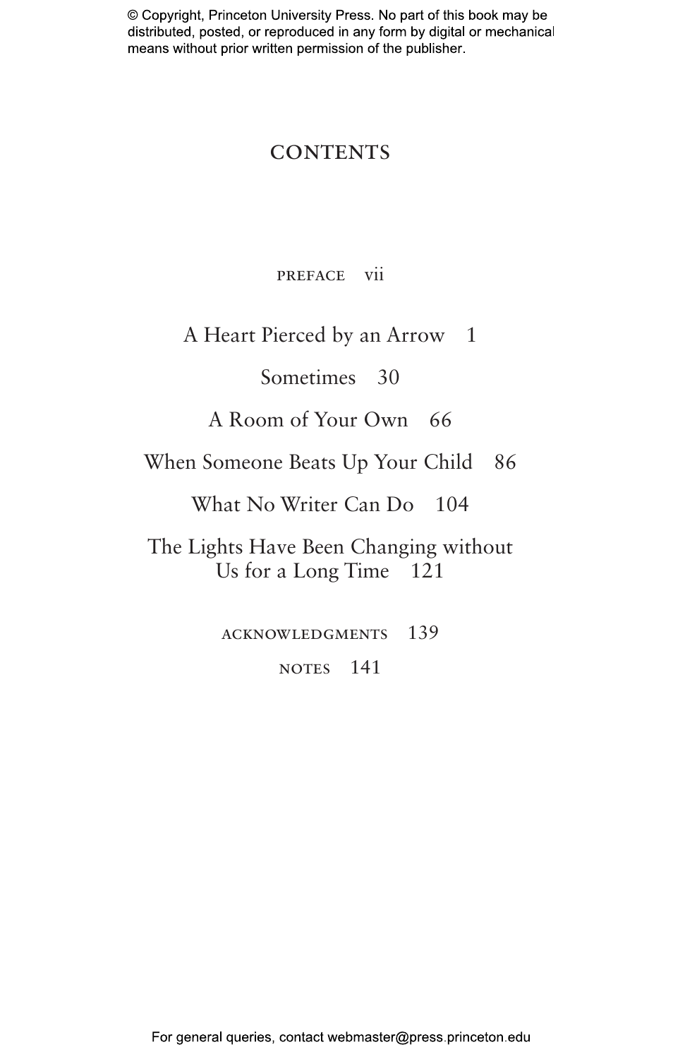# CONTENTS

PREFACE vii

A Heart Pierced by an Arrow 1

Sometimes 30

A Room of Your Own 66

When Someone Beats Up Your Child 86

What No Writer Can Do 104

The Lights Have Been Changing without Us for a Long Time 121

ACKNOWLEDGMENTS 139

NOTES 141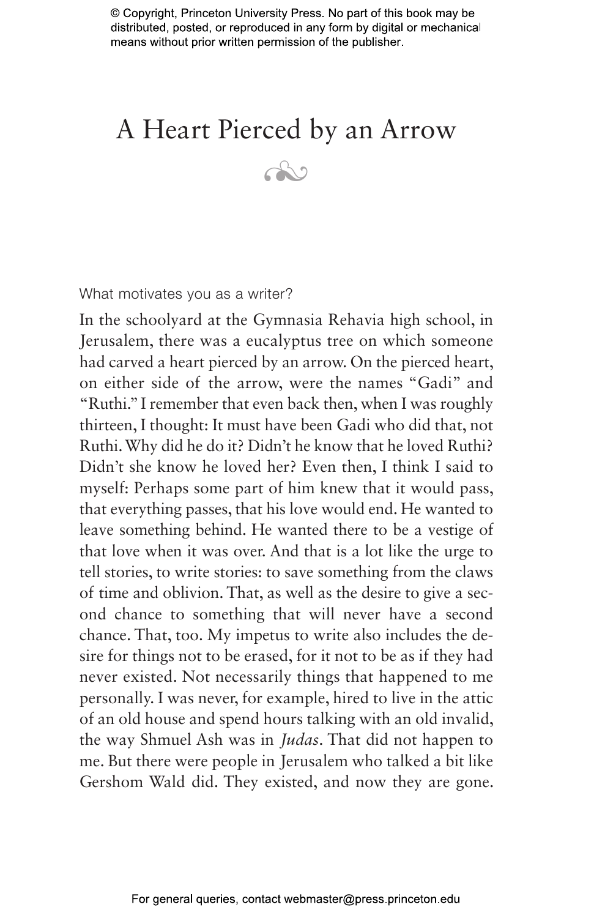# A Heart Pierced by an Arrow

What motivates you as a writer?

In the schoolyard at the Gymnasia Rehavia high school, in Jerusalem, there was a eucalyptus tree on which someone had carved a heart pierced by an arrow. On the pierced heart, on either side of the arrow, were the names "Gadi" and "Ruthi." I remember that even back then, when I was roughly thirteen, I thought: It must have been Gadi who did that, not Ruthi. Why did he do it? Didn't he know that he loved Ruthi? Didn't she know he loved her? Even then, I think I said to myself: Perhaps some part of him knew that it would pass, that everything passes, that his love would end. He wanted to leave something behind. He wanted there to be a vestige of that love when it was over. And that is a lot like the urge to tell stories, to write stories: to save something from the claws of time and oblivion. That, as well as the desire to give a second chance to something that will never have a second chance. That, too. My impetus to write also includes the desire for things not to be erased, for it not to be as if they had never existed. Not necessarily things that happened to me personally. I was never, for example, hired to live in the attic of an old house and spend hours talking with an old invalid, the way Shmuel Ash was in *Judas*. That did not happen to me. But there were people in Jerusalem who talked a bit like Gershom Wald did. They existed, and now they are gone.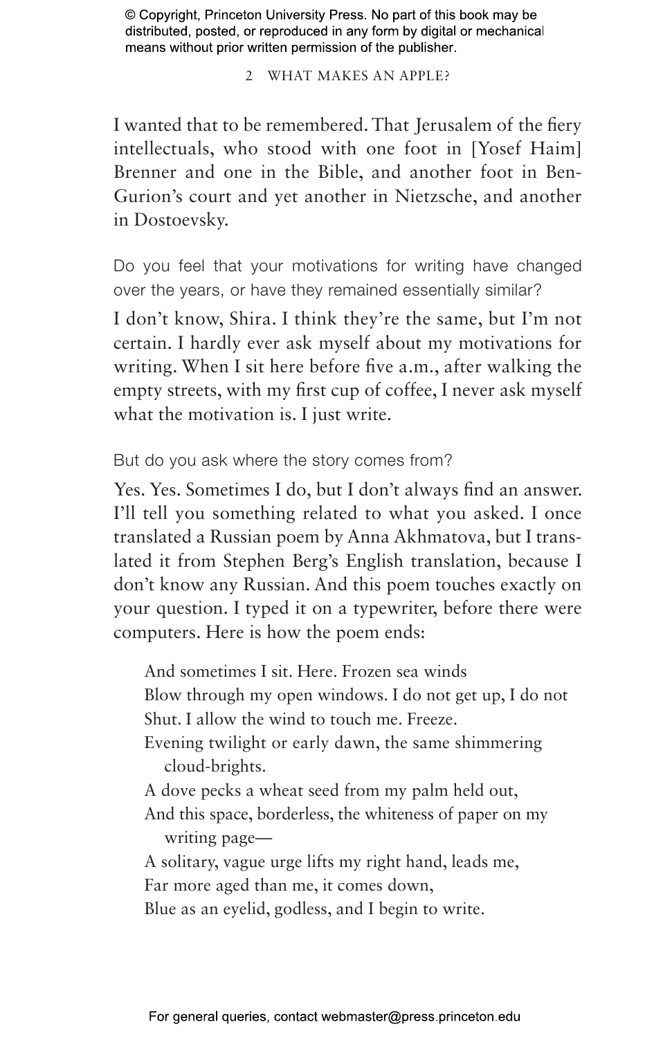I wanted that to be remembered. That Jerusalem of the fiery intellectuals, who stood with one foot in [Yosef Haim] Brenner and one in the Bible, and another foot in Ben-Gurion's court and yet another in Nietzsche, and another in Dostoevsky.

Do you feel that your motivations for writing have changed over the years, or have they remained essentially similar?

I don't know, Shira. I think they're the same, but I'm not certain. I hardly ever ask myself about my motivations for writing. When I sit here before five a.m., after walking the empty streets, with my first cup of coffee, I never ask myself what the motivation is. I just write.

But do you ask where the story comes from?

Yes. Yes. Sometimes I do, but I don't always find an answer. I'll tell you something related to what you asked. I once translated a Russian poem by Anna Akhmatova, but I translated it from Stephen Berg's English translation, because I don't know any Russian. And this poem touches exactly on your question. I typed it on a typewriter, before there were computers. Here is how the poem ends:

> And sometimes I sit. Here. Frozen sea winds
> Blow through my open windows. I do not get up, I do not
> Shut. I allow the wind to touch me. Freeze.
> Evening twilight or early dawn, the same shimmering cloud-brights.
> A dove pecks a wheat seed from my palm held out,
> And this space, borderless, the whiteness of paper on my writing page—
> A solitary, vague urge lifts my right hand, leads me,
> Far more aged than me, it comes down,
> Blue as an eyelid, godless, and I begin to write.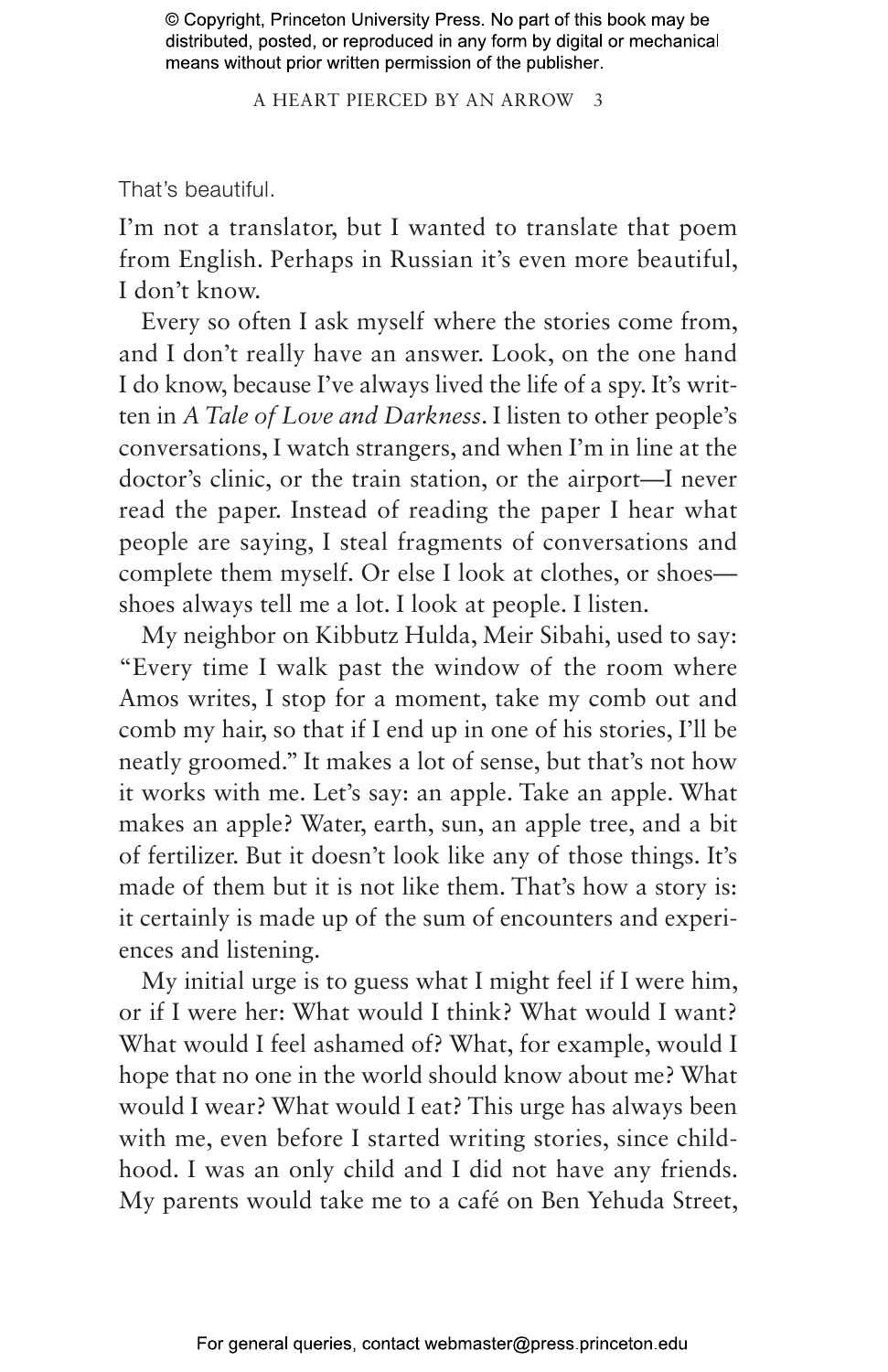That's beautiful.

I'm not a translator, but I wanted to translate that poem from English. Perhaps in Russian it's even more beautiful, I don't know.

Every so often I ask myself where the stories come from, and I don't really have an answer. Look, on the one hand I do know, because I've always lived the life of a spy. It's written in *A Tale of Love and Darkness*. I listen to other people's conversations, I watch strangers, and when I'm in line at the doctor's clinic, or the train station, or the airport—I never read the paper. Instead of reading the paper I hear what people are saying, I steal fragments of conversations and complete them myself. Or else I look at clothes, or shoes—shoes always tell me a lot. I look at people. I listen.

My neighbor on Kibbutz Hulda, Meir Sibahi, used to say: "Every time I walk past the window of the room where Amos writes, I stop for a moment, take my comb out and comb my hair, so that if I end up in one of his stories, I'll be neatly groomed." It makes a lot of sense, but that's not how it works with me. Let's say: an apple. Take an apple. What makes an apple? Water, earth, sun, an apple tree, and a bit of fertilizer. But it doesn't look like any of those things. It's made of them but it is not like them. That's how a story is: it certainly is made up of the sum of encounters and experiences and listening.

My initial urge is to guess what I might feel if I were him, or if I were her: What would I think? What would I want? What would I feel ashamed of? What, for example, would I hope that no one in the world should know about me? What would I wear? What would I eat? This urge has always been with me, even before I started writing stories, since childhood. I was an only child and I did not have any friends. My parents would take me to a café on Ben Yehuda Street,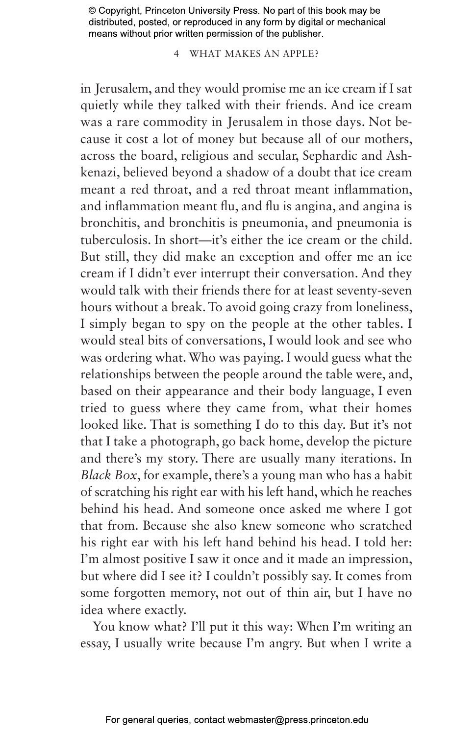in Jerusalem, and they would promise me an ice cream if I sat quietly while they talked with their friends. And ice cream was a rare commodity in Jerusalem in those days. Not because it cost a lot of money but because all of our mothers, across the board, religious and secular, Sephardic and Ashkenazi, believed beyond a shadow of a doubt that ice cream meant a red throat, and a red throat meant inflammation, and inflammation meant flu, and flu is angina, and angina is bronchitis, and bronchitis is pneumonia, and pneumonia is tuberculosis. In short—it's either the ice cream or the child. But still, they did make an exception and offer me an ice cream if I didn't ever interrupt their conversation. And they would talk with their friends there for at least seventy-seven hours without a break. To avoid going crazy from loneliness, I simply began to spy on the people at the other tables. I would steal bits of conversations, I would look and see who was ordering what. Who was paying. I would guess what the relationships between the people around the table were, and, based on their appearance and their body language, I even tried to guess where they came from, what their homes looked like. That is something I do to this day. But it's not that I take a photograph, go back home, develop the picture and there's my story. There are usually many iterations. In *Black Box*, for example, there's a young man who has a habit of scratching his right ear with his left hand, which he reaches behind his head. And someone once asked me where I got that from. Because she also knew someone who scratched his right ear with his left hand behind his head. I told her: I'm almost positive I saw it once and it made an impression, but where did I see it? I couldn't possibly say. It comes from some forgotten memory, not out of thin air, but I have no idea where exactly.

You know what? I'll put it this way: When I'm writing an essay, I usually write because I'm angry. But when I write a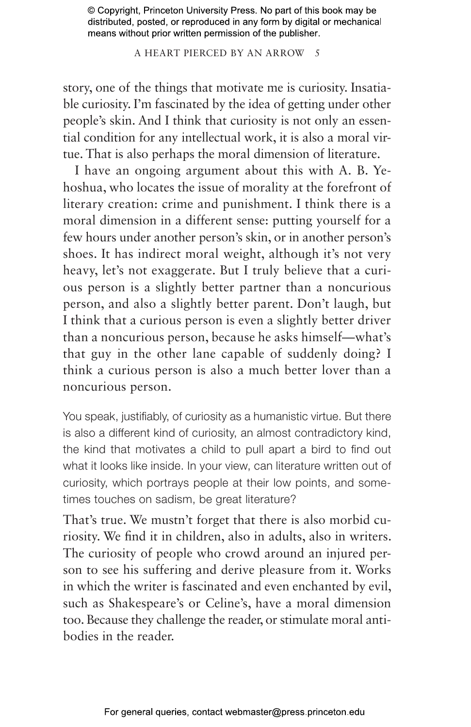story, one of the things that motivate me is curiosity. Insatiable curiosity. I'm fascinated by the idea of getting under other people's skin. And I think that curiosity is not only an essential condition for any intellectual work, it is also a moral virtue. That is also perhaps the moral dimension of literature.

I have an ongoing argument about this with A. B. Yehoshua, who locates the issue of morality at the forefront of literary creation: crime and punishment. I think there is a moral dimension in a different sense: putting yourself for a few hours under another person's skin, or in another person's shoes. It has indirect moral weight, although it's not very heavy, let's not exaggerate. But I truly believe that a curious person is a slightly better partner than a noncurious person, and also a slightly better parent. Don't laugh, but I think that a curious person is even a slightly better driver than a noncurious person, because he asks himself—what's that guy in the other lane capable of suddenly doing? I think a curious person is also a much better lover than a noncurious person.

You speak, justifiably, of curiosity as a humanistic virtue. But there is also a different kind of curiosity, an almost contradictory kind, the kind that motivates a child to pull apart a bird to find out what it looks like inside. In your view, can literature written out of curiosity, which portrays people at their low points, and sometimes touches on sadism, be great literature?

That's true. We mustn't forget that there is also morbid curiosity. We find it in children, also in adults, also in writers. The curiosity of people who crowd around an injured person to see his suffering and derive pleasure from it. Works in which the writer is fascinated and even enchanted by evil, such as Shakespeare's or Celine's, have a moral dimension too. Because they challenge the reader, or stimulate moral antibodies in the reader.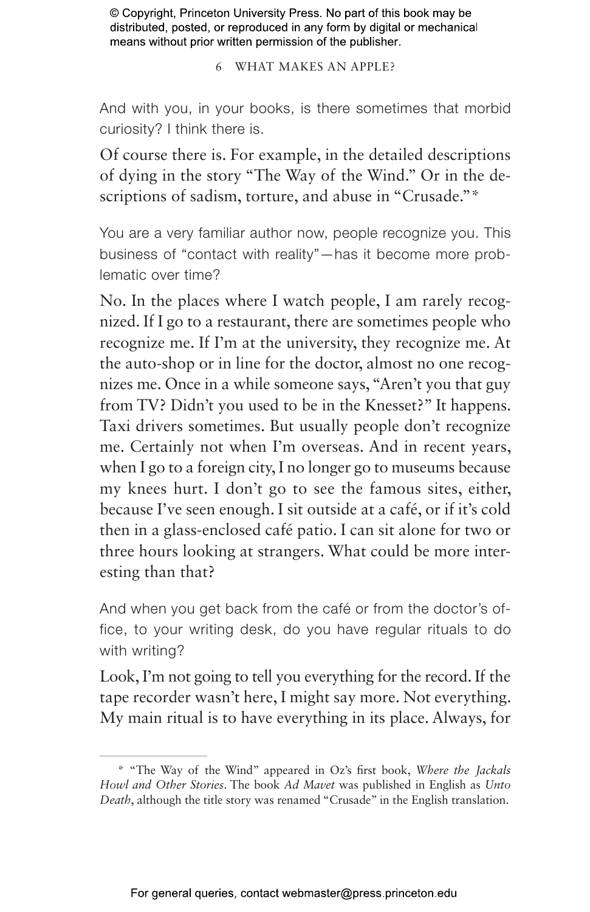And with you, in your books, is there sometimes that morbid curiosity? I think there is.

Of course there is. For example, in the detailed descriptions of dying in the story "The Way of the Wind." Or in the descriptions of sadism, torture, and abuse in "Crusade."*

You are a very familiar author now, people recognize you. This business of "contact with reality"—has it become more problematic over time?

No. In the places where I watch people, I am rarely recognized. If I go to a restaurant, there are sometimes people who recognize me. If I'm at the university, they recognize me. At the auto-shop or in line for the doctor, almost no one recognizes me. Once in a while someone says, "Aren't you that guy from TV? Didn't you used to be in the Knesset?" It happens. Taxi drivers sometimes. But usually people don't recognize me. Certainly not when I'm overseas. And in recent years, when I go to a foreign city, I no longer go to museums because my knees hurt. I don't go to see the famous sites, either, because I've seen enough. I sit outside at a café, or if it's cold then in a glass-enclosed café patio. I can sit alone for two or three hours looking at strangers. What could be more interesting than that?

And when you get back from the café or from the doctor's office, to your writing desk, do you have regular rituals to do with writing?

Look, I'm not going to tell you everything for the record. If the tape recorder wasn't here, I might say more. Not everything. My main ritual is to have everything in its place. Always, for

---

* "The Way of the Wind" appeared in Oz's first book, *Where the Jackals Howl and Other Stories*. The book *Ad Mavet* was published in English as *Unto Death*, although the title story was renamed "Crusade" in the English translation.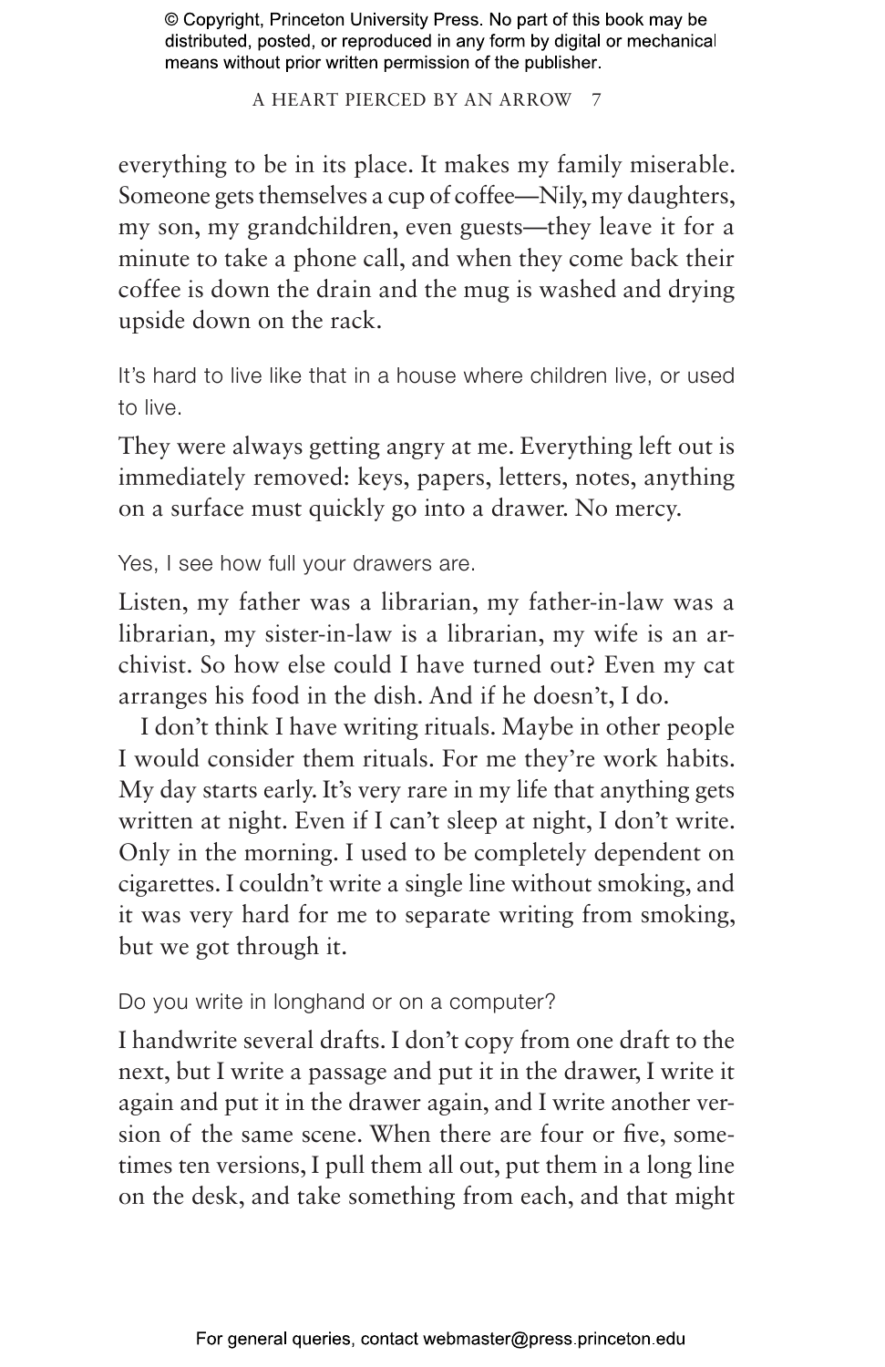everything to be in its place. It makes my family miserable. Someone gets themselves a cup of coffee—Nily, my daughters, my son, my grandchildren, even guests—they leave it for a minute to take a phone call, and when they come back their coffee is down the drain and the mug is washed and drying upside down on the rack.

*It's hard to live like that in a house where children live, or used to live.*

They were always getting angry at me. Everything left out is immediately removed: keys, papers, letters, notes, anything on a surface must quickly go into a drawer. No mercy.

*Yes, I see how full your drawers are.*

Listen, my father was a librarian, my father-in-law was a librarian, my sister-in-law is a librarian, my wife is an archivist. So how else could I have turned out? Even my cat arranges his food in the dish. And if he doesn't, I do.

I don't think I have writing rituals. Maybe in other people I would consider them rituals. For me they're work habits. My day starts early. It's very rare in my life that anything gets written at night. Even if I can't sleep at night, I don't write. Only in the morning. I used to be completely dependent on cigarettes. I couldn't write a single line without smoking, and it was very hard for me to separate writing from smoking, but we got through it.

*Do you write in longhand or on a computer?*

I handwrite several drafts. I don't copy from one draft to the next, but I write a passage and put it in the drawer, I write it again and put it in the drawer again, and I write another version of the same scene. When there are four or five, sometimes ten versions, I pull them all out, put them in a long line on the desk, and take something from each, and that might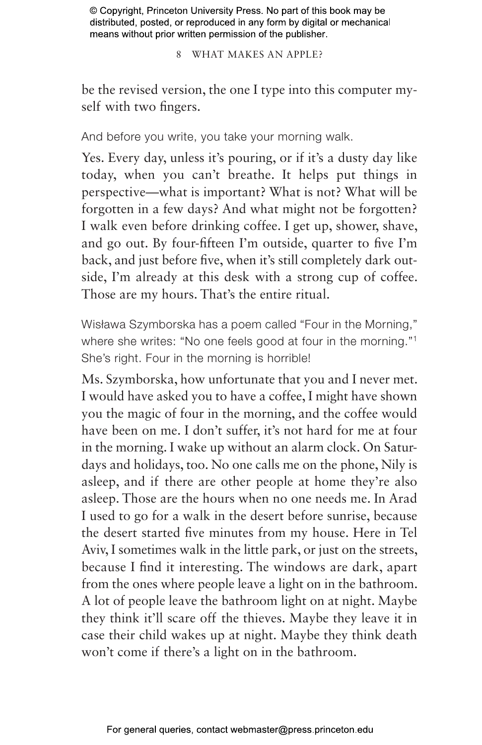be the revised version, the one I type into this computer myself with two fingers.

And before you write, you take your morning walk.

Yes. Every day, unless it's pouring, or if it's a dusty day like today, when you can't breathe. It helps put things in perspective—what is important? What is not? What will be forgotten in a few days? And what might not be forgotten? I walk even before drinking coffee. I get up, shower, shave, and go out. By four-fifteen I'm outside, quarter to five I'm back, and just before five, when it's still completely dark outside, I'm already at this desk with a strong cup of coffee. Those are my hours. That's the entire ritual.

Wisława Szymborska has a poem called "Four in the Morning," where she writes: "No one feels good at four in the morning."[1] She's right. Four in the morning is horrible!

Ms. Szymborska, how unfortunate that you and I never met. I would have asked you to have a coffee, I might have shown you the magic of four in the morning, and the coffee would have been on me. I don't suffer, it's not hard for me at four in the morning. I wake up without an alarm clock. On Saturdays and holidays, too. No one calls me on the phone, Nily is asleep, and if there are other people at home they're also asleep. Those are the hours when no one needs me. In Arad I used to go for a walk in the desert before sunrise, because the desert started five minutes from my house. Here in Tel Aviv, I sometimes walk in the little park, or just on the streets, because I find it interesting. The windows are dark, apart from the ones where people leave a light on in the bathroom. A lot of people leave the bathroom light on at night. Maybe they think it'll scare off the thieves. Maybe they leave it in case their child wakes up at night. Maybe they think death won't come if there's a light on in the bathroom.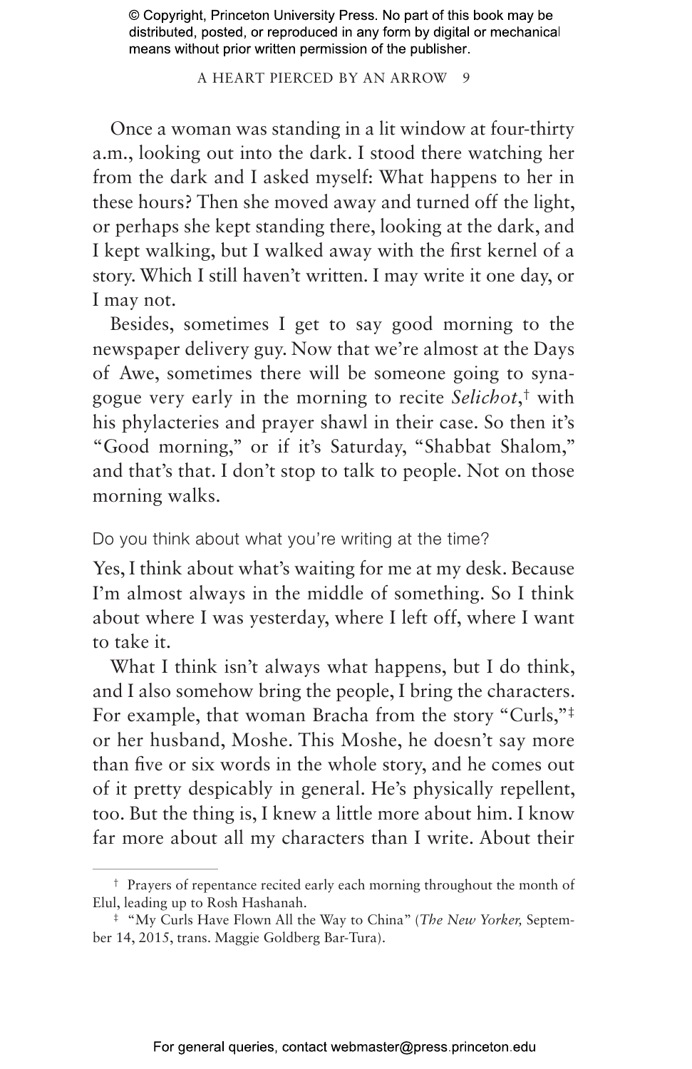Once a woman was standing in a lit window at four-thirty a.m., looking out into the dark. I stood there watching her from the dark and I asked myself: What happens to her in these hours? Then she moved away and turned off the light, or perhaps she kept standing there, looking at the dark, and I kept walking, but I walked away with the first kernel of a story. Which I still haven't written. I may write it one day, or I may not.

Besides, sometimes I get to say good morning to the newspaper delivery guy. Now that we're almost at the Days of Awe, sometimes there will be someone going to synagogue very early in the morning to recite *Selichot*,[†] with his phylacteries and prayer shawl in their case. So then it's "Good morning," or if it's Saturday, "Shabbat Shalom," and that's that. I don't stop to talk to people. Not on those morning walks.

Do you think about what you're writing at the time?

Yes, I think about what's waiting for me at my desk. Because I'm almost always in the middle of something. So I think about where I was yesterday, where I left off, where I want to take it.

What I think isn't always what happens, but I do think, and I also somehow bring the people, I bring the characters. For example, that woman Bracha from the story "Curls,"[‡] or her husband, Moshe. This Moshe, he doesn't say more than five or six words in the whole story, and he comes out of it pretty despicably in general. He's physically repellent, too. But the thing is, I knew a little more about him. I know far more about all my characters than I write. About their

---

[†] Prayers of repentance recited early each morning throughout the month of Elul, leading up to Rosh Hashanah.

[‡] "My Curls Have Flown All the Way to China" (*The New Yorker,* September 14, 2015, trans. Maggie Goldberg Bar-Tura).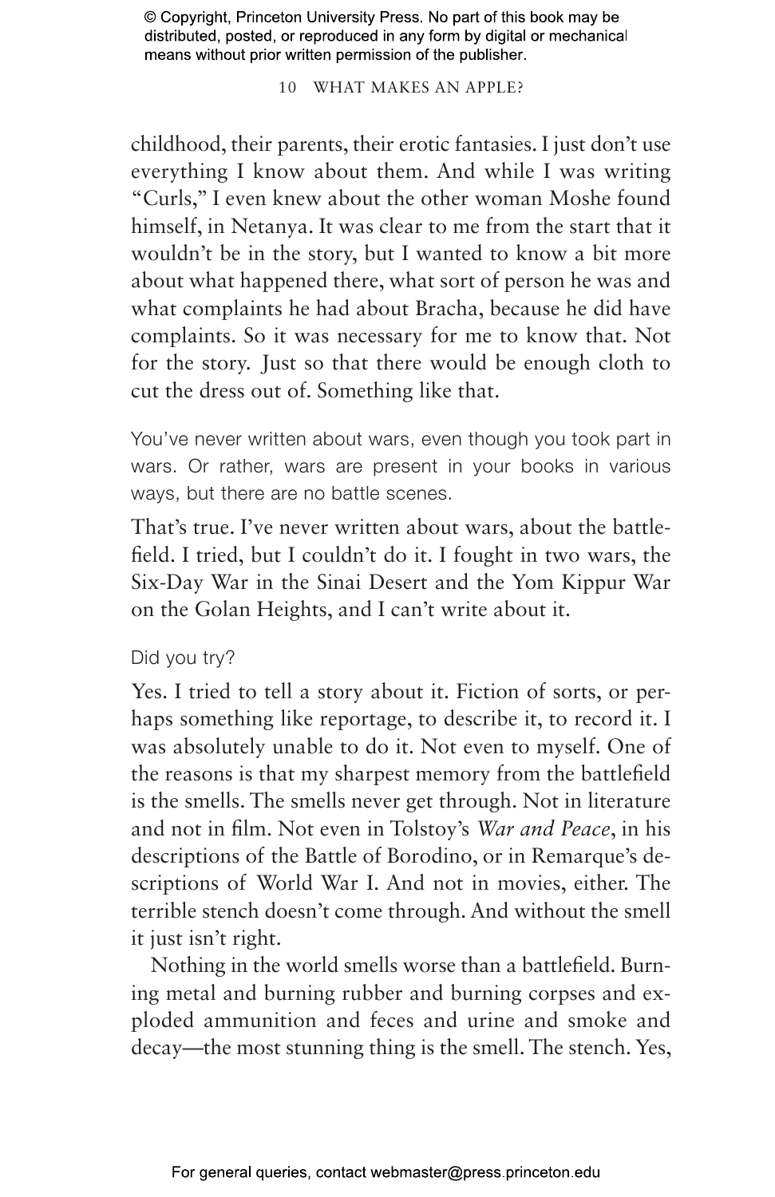childhood, their parents, their erotic fantasies. I just don't use everything I know about them. And while I was writing "Curls," I even knew about the other woman Moshe found himself, in Netanya. It was clear to me from the start that it wouldn't be in the story, but I wanted to know a bit more about what happened there, what sort of person he was and what complaints he had about Bracha, because he did have complaints. So it was necessary for me to know that. Not for the story. Just so that there would be enough cloth to cut the dress out of. Something like that.

You've never written about wars, even though you took part in wars. Or rather, wars are present in your books in various ways, but there are no battle scenes.

That's true. I've never written about wars, about the battlefield. I tried, but I couldn't do it. I fought in two wars, the Six-Day War in the Sinai Desert and the Yom Kippur War on the Golan Heights, and I can't write about it.

Did you try?

Yes. I tried to tell a story about it. Fiction of sorts, or perhaps something like reportage, to describe it, to record it. I was absolutely unable to do it. Not even to myself. One of the reasons is that my sharpest memory from the battlefield is the smells. The smells never get through. Not in literature and not in film. Not even in Tolstoy's *War and Peace*, in his descriptions of the Battle of Borodino, or in Remarque's descriptions of World War I. And not in movies, either. The terrible stench doesn't come through. And without the smell it just isn't right.

Nothing in the world smells worse than a battlefield. Burning metal and burning rubber and burning corpses and exploded ammunition and feces and urine and smoke and decay—the most stunning thing is the smell. The stench. Yes,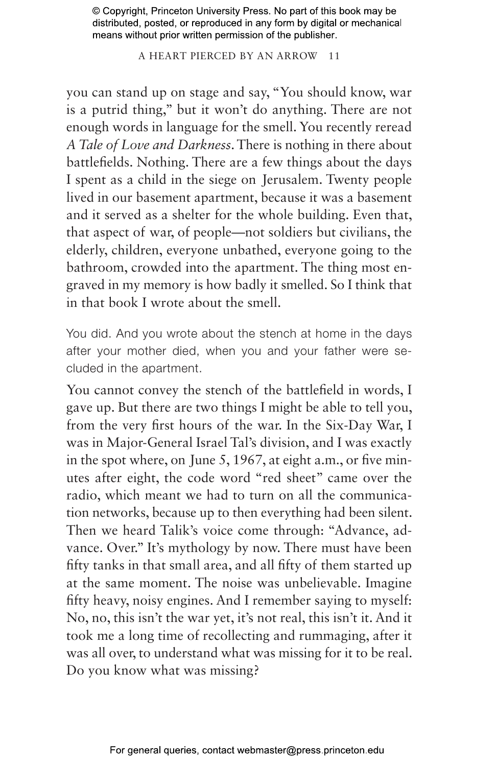you can stand up on stage and say, "You should know, war is a putrid thing," but it won't do anything. There are not enough words in language for the smell. You recently reread *A Tale of Love and Darkness*. There is nothing in there about battlefields. Nothing. There are a few things about the days I spent as a child in the siege on Jerusalem. Twenty people lived in our basement apartment, because it was a basement and it served as a shelter for the whole building. Even that, that aspect of war, of people—not soldiers but civilians, the elderly, children, everyone unbathed, everyone going to the bathroom, crowded into the apartment. The thing most engraved in my memory is how badly it smelled. So I think that in that book I wrote about the smell.

You did. And you wrote about the stench at home in the days after your mother died, when you and your father were secluded in the apartment.

You cannot convey the stench of the battlefield in words, I gave up. But there are two things I might be able to tell you, from the very first hours of the war. In the Six-Day War, I was in Major-General Israel Tal's division, and I was exactly in the spot where, on June 5, 1967, at eight a.m., or five minutes after eight, the code word "red sheet" came over the radio, which meant we had to turn on all the communication networks, because up to then everything had been silent. Then we heard Talik's voice come through: "Advance, advance. Over." It's mythology by now. There must have been fifty tanks in that small area, and all fifty of them started up at the same moment. The noise was unbelievable. Imagine fifty heavy, noisy engines. And I remember saying to myself: No, no, this isn't the war yet, it's not real, this isn't it. And it took me a long time of recollecting and rummaging, after it was all over, to understand what was missing for it to be real. Do you know what was missing?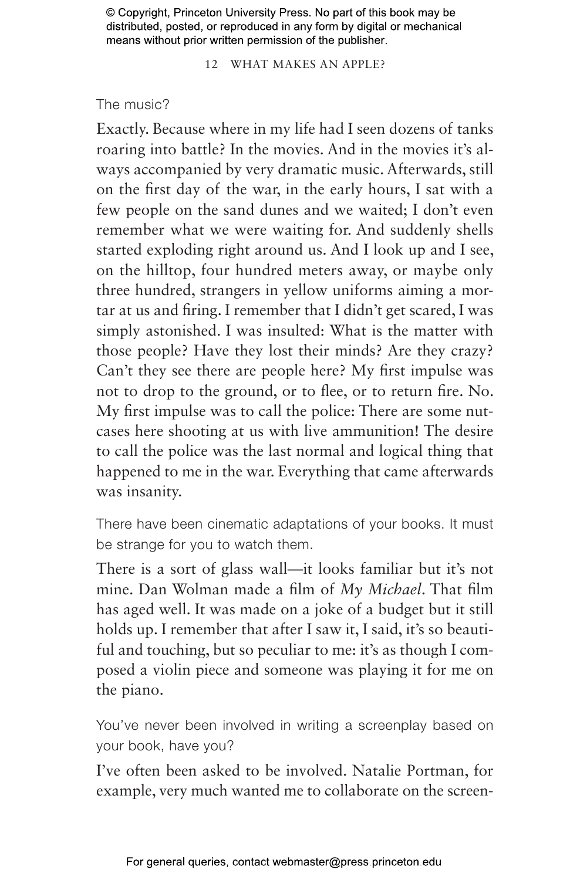The music?

Exactly. Because where in my life had I seen dozens of tanks roaring into battle? In the movies. And in the movies it's always accompanied by very dramatic music. Afterwards, still on the first day of the war, in the early hours, I sat with a few people on the sand dunes and we waited; I don't even remember what we were waiting for. And suddenly shells started exploding right around us. And I look up and I see, on the hilltop, four hundred meters away, or maybe only three hundred, strangers in yellow uniforms aiming a mortar at us and firing. I remember that I didn't get scared, I was simply astonished. I was insulted: What is the matter with those people? Have they lost their minds? Are they crazy? Can't they see there are people here? My first impulse was not to drop to the ground, or to flee, or to return fire. No. My first impulse was to call the police: There are some nutcases here shooting at us with live ammunition! The desire to call the police was the last normal and logical thing that happened to me in the war. Everything that came afterwards was insanity.

There have been cinematic adaptations of your books. It must be strange for you to watch them.

There is a sort of glass wall—it looks familiar but it's not mine. Dan Wolman made a film of *My Michael*. That film has aged well. It was made on a joke of a budget but it still holds up. I remember that after I saw it, I said, it's so beautiful and touching, but so peculiar to me: it's as though I composed a violin piece and someone was playing it for me on the piano.

You've never been involved in writing a screenplay based on your book, have you?

I've often been asked to be involved. Natalie Portman, for example, very much wanted me to collaborate on the screen-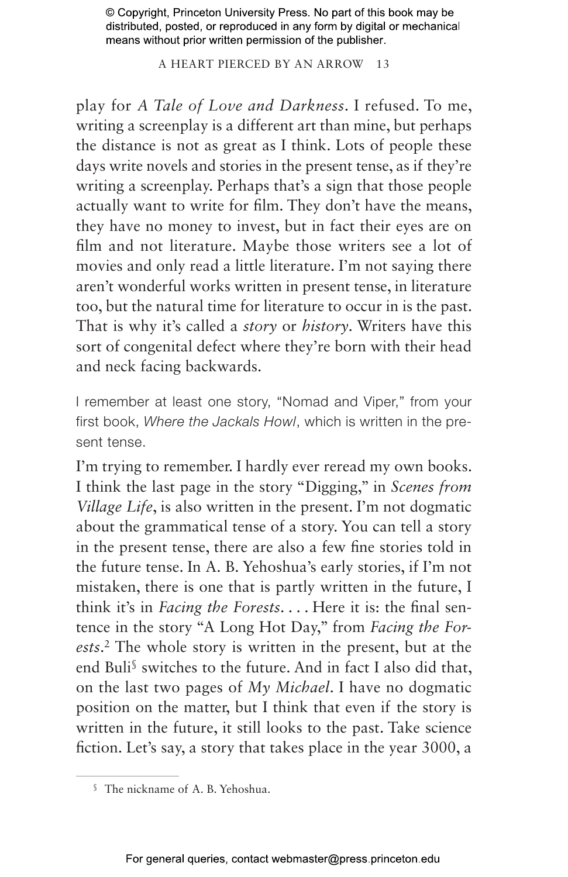play for *A Tale of Love and Darkness*. I refused. To me, writing a screenplay is a different art than mine, but perhaps the distance is not as great as I think. Lots of people these days write novels and stories in the present tense, as if they're writing a screenplay. Perhaps that's a sign that those people actually want to write for film. They don't have the means, they have no money to invest, but in fact their eyes are on film and not literature. Maybe those writers see a lot of movies and only read a little literature. I'm not saying there aren't wonderful works written in present tense, in literature too, but the natural time for literature to occur in is the past. That is why it's called a *story* or *history*. Writers have this sort of congenital defect where they're born with their head and neck facing backwards.

I remember at least one story, "Nomad and Viper," from your first book, *Where the Jackals Howl*, which is written in the present tense.

I'm trying to remember. I hardly ever reread my own books. I think the last page in the story "Digging," in *Scenes from Village Life*, is also written in the present. I'm not dogmatic about the grammatical tense of a story. You can tell a story in the present tense, there are also a few fine stories told in the future tense. In A. B. Yehoshua's early stories, if I'm not mistaken, there is one that is partly written in the future, I think it's in *Facing the Forests*. . . . Here it is: the final sentence in the story "A Long Hot Day," from *Facing the Forests*.[2] The whole story is written in the present, but at the end Buli[§] switches to the future. And in fact I also did that, on the last two pages of *My Michael*. I have no dogmatic position on the matter, but I think that even if the story is written in the future, it still looks to the past. Take science fiction. Let's say, a story that takes place in the year 3000, a

---

[§] The nickname of A. B. Yehoshua.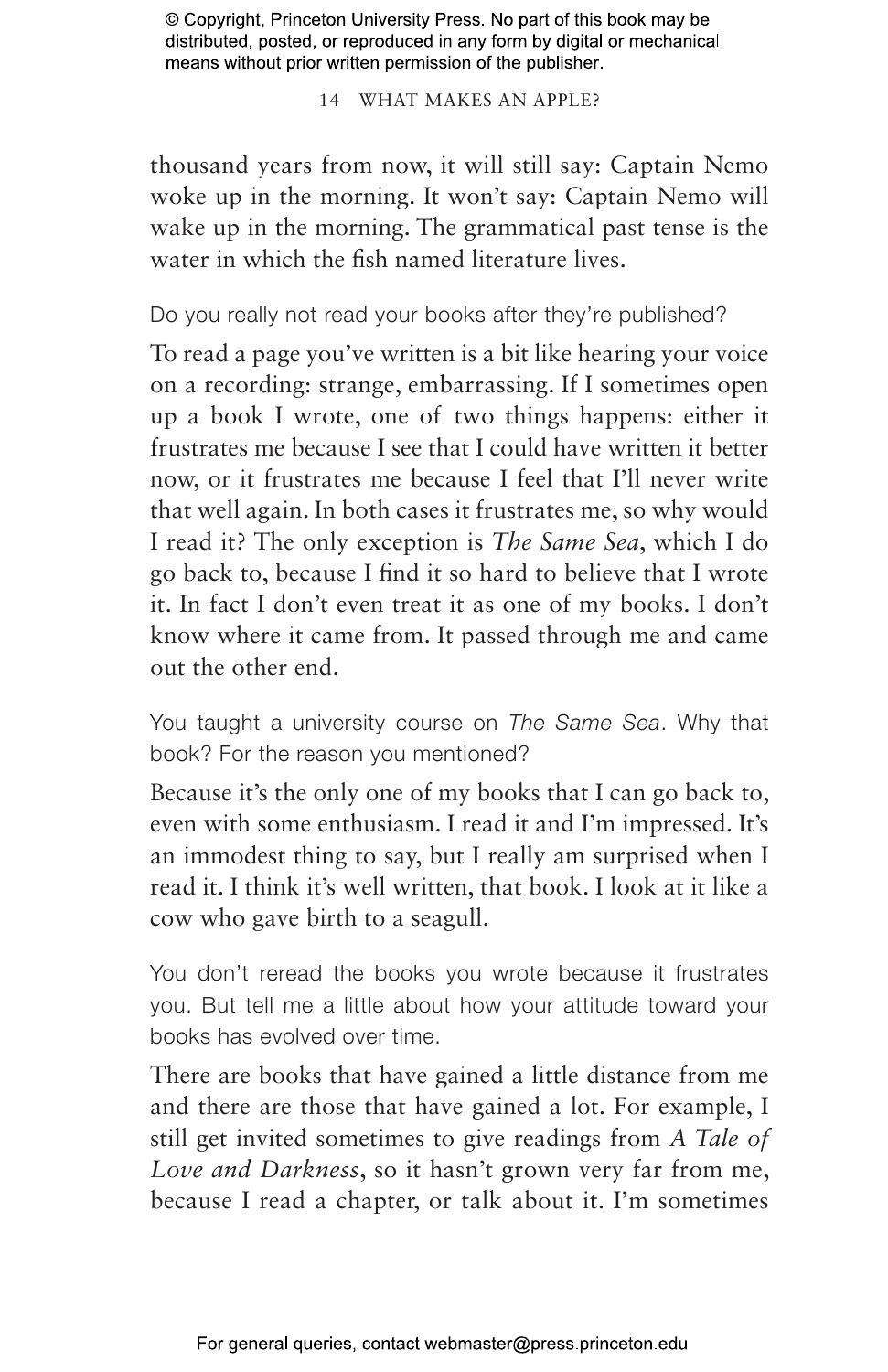thousand years from now, it will still say: Captain Nemo woke up in the morning. It won't say: Captain Nemo will wake up in the morning. The grammatical past tense is the water in which the fish named literature lives.

Do you really not read your books after they're published?

To read a page you've written is a bit like hearing your voice on a recording: strange, embarrassing. If I sometimes open up a book I wrote, one of two things happens: either it frustrates me because I see that I could have written it better now, or it frustrates me because I feel that I'll never write that well again. In both cases it frustrates me, so why would I read it? The only exception is *The Same Sea*, which I do go back to, because I find it so hard to believe that I wrote it. In fact I don't even treat it as one of my books. I don't know where it came from. It passed through me and came out the other end.

You taught a university course on *The Same Sea*. Why that book? For the reason you mentioned?

Because it's the only one of my books that I can go back to, even with some enthusiasm. I read it and I'm impressed. It's an immodest thing to say, but I really am surprised when I read it. I think it's well written, that book. I look at it like a cow who gave birth to a seagull.

You don't reread the books you wrote because it frustrates you. But tell me a little about how your attitude toward your books has evolved over time.

There are books that have gained a little distance from me and there are those that have gained a lot. For example, I still get invited sometimes to give readings from *A Tale of Love and Darkness*, so it hasn't grown very far from me, because I read a chapter, or talk about it. I'm sometimes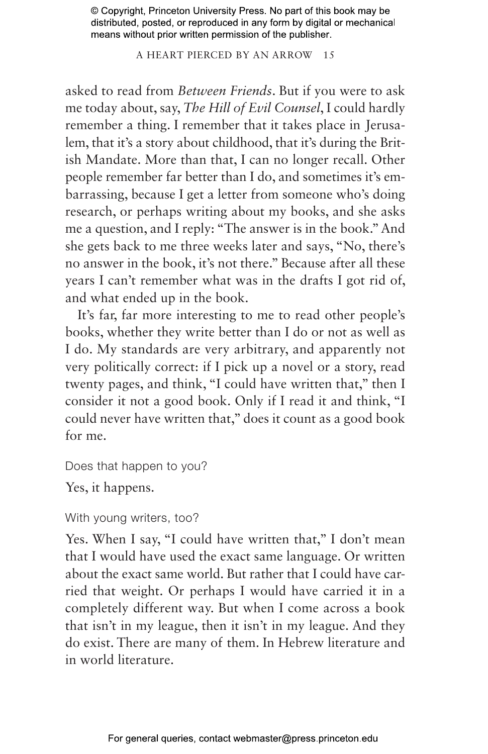asked to read from *Between Friends*. But if you were to ask me today about, say, *The Hill of Evil Counsel*, I could hardly remember a thing. I remember that it takes place in Jerusalem, that it's a story about childhood, that it's during the British Mandate. More than that, I can no longer recall. Other people remember far better than I do, and sometimes it's embarrassing, because I get a letter from someone who's doing research, or perhaps writing about my books, and she asks me a question, and I reply: "The answer is in the book." And she gets back to me three weeks later and says, "No, there's no answer in the book, it's not there." Because after all these years I can't remember what was in the drafts I got rid of, and what ended up in the book.

It's far, far more interesting to me to read other people's books, whether they write better than I do or not as well as I do. My standards are very arbitrary, and apparently not very politically correct: if I pick up a novel or a story, read twenty pages, and think, "I could have written that," then I consider it not a good book. Only if I read it and think, "I could never have written that," does it count as a good book for me.

Does that happen to you?

Yes, it happens.

With young writers, too?

Yes. When I say, "I could have written that," I don't mean that I would have used the exact same language. Or written about the exact same world. But rather that I could have carried that weight. Or perhaps I would have carried it in a completely different way. But when I come across a book that isn't in my league, then it isn't in my league. And they do exist. There are many of them. In Hebrew literature and in world literature.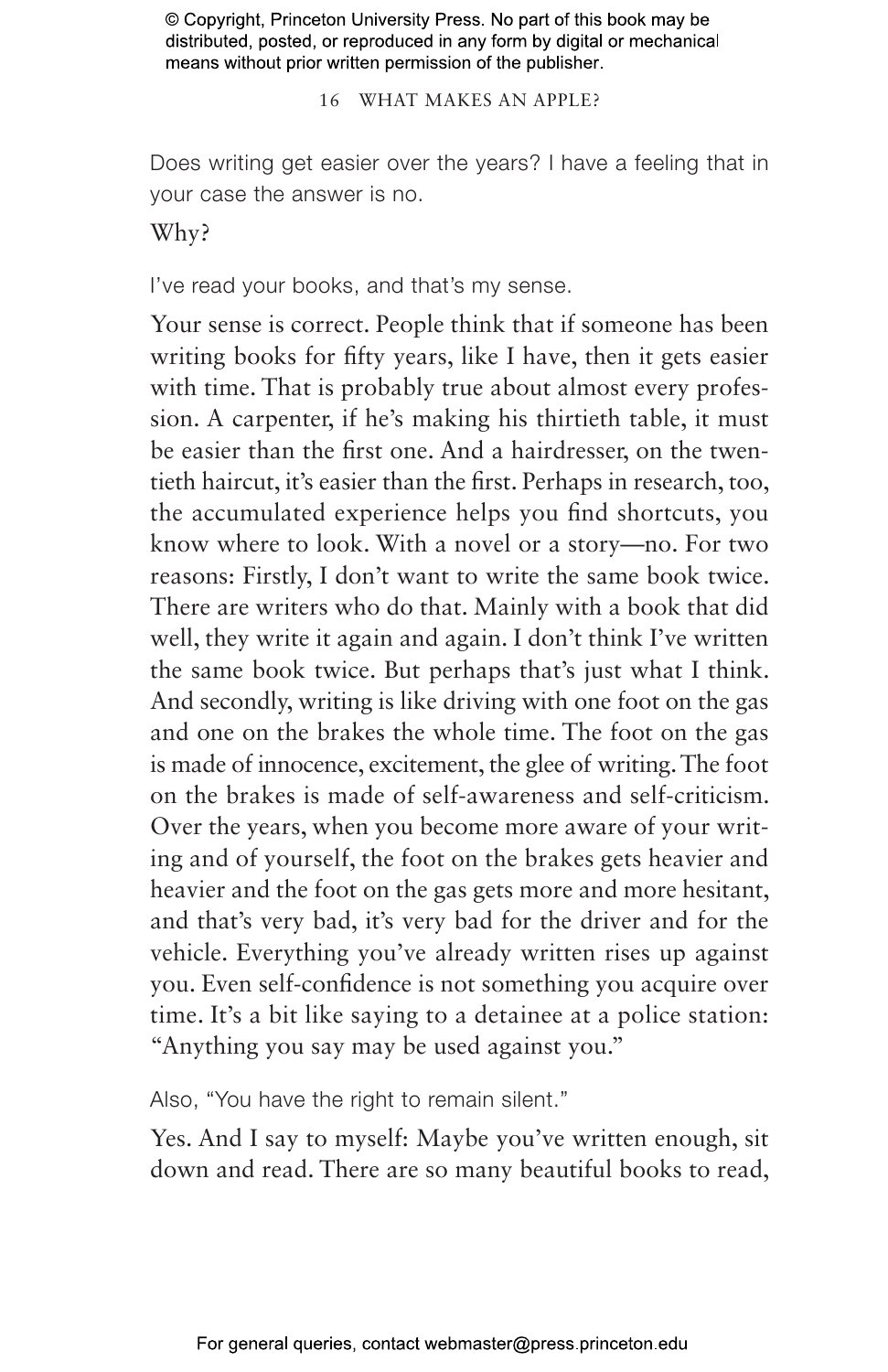Does writing get easier over the years? I have a feeling that in your case the answer is no.

Why?

I've read your books, and that's my sense.

Your sense is correct. People think that if someone has been writing books for fifty years, like I have, then it gets easier with time. That is probably true about almost every profession. A carpenter, if he's making his thirtieth table, it must be easier than the first one. And a hairdresser, on the twentieth haircut, it's easier than the first. Perhaps in research, too, the accumulated experience helps you find shortcuts, you know where to look. With a novel or a story—no. For two reasons: Firstly, I don't want to write the same book twice. There are writers who do that. Mainly with a book that did well, they write it again and again. I don't think I've written the same book twice. But perhaps that's just what I think. And secondly, writing is like driving with one foot on the gas and one on the brakes the whole time. The foot on the gas is made of innocence, excitement, the glee of writing. The foot on the brakes is made of self-awareness and self-criticism. Over the years, when you become more aware of your writing and of yourself, the foot on the brakes gets heavier and heavier and the foot on the gas gets more and more hesitant, and that's very bad, it's very bad for the driver and for the vehicle. Everything you've already written rises up against you. Even self-confidence is not something you acquire over time. It's a bit like saying to a detainee at a police station: "Anything you say may be used against you."

Also, "You have the right to remain silent."

Yes. And I say to myself: Maybe you've written enough, sit down and read. There are so many beautiful books to read,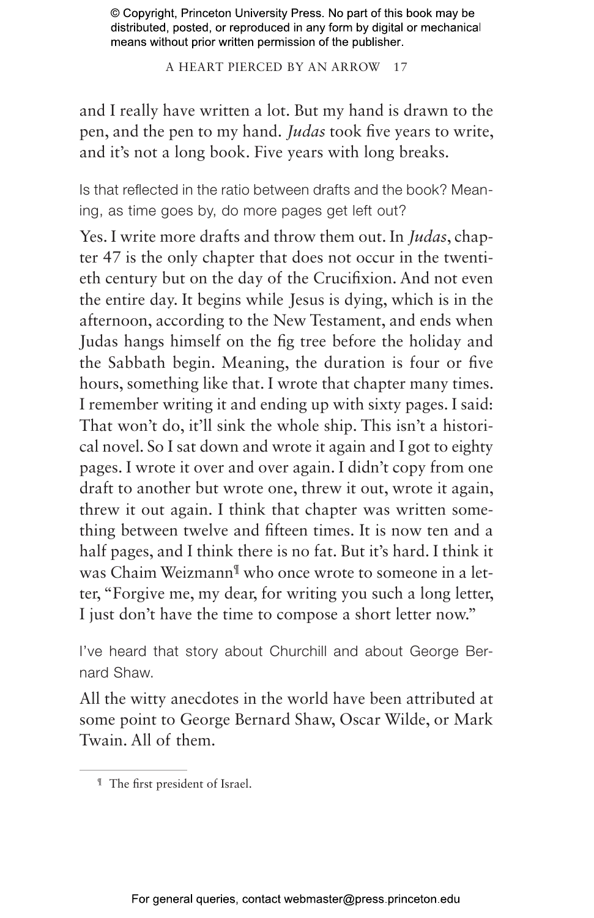and I really have written a lot. But my hand is drawn to the pen, and the pen to my hand. *Judas* took five years to write, and it's not a long book. Five years with long breaks.

Is that reflected in the ratio between drafts and the book? Meaning, as time goes by, do more pages get left out?

Yes. I write more drafts and throw them out. In *Judas*, chapter 47 is the only chapter that does not occur in the twentieth century but on the day of the Crucifixion. And not even the entire day. It begins while Jesus is dying, which is in the afternoon, according to the New Testament, and ends when Judas hangs himself on the fig tree before the holiday and the Sabbath begin. Meaning, the duration is four or five hours, something like that. I wrote that chapter many times. I remember writing it and ending up with sixty pages. I said: That won't do, it'll sink the whole ship. This isn't a historical novel. So I sat down and wrote it again and I got to eighty pages. I wrote it over and over again. I didn't copy from one draft to another but wrote one, threw it out, wrote it again, threw it out again. I think that chapter was written something between twelve and fifteen times. It is now ten and a half pages, and I think there is no fat. But it's hard. I think it was Chaim Weizmann[¶] who once wrote to someone in a letter, "Forgive me, my dear, for writing you such a long letter, I just don't have the time to compose a short letter now."

I've heard that story about Churchill and about George Bernard Shaw.

All the witty anecdotes in the world have been attributed at some point to George Bernard Shaw, Oscar Wilde, or Mark Twain. All of them.

---

¶ The first president of Israel.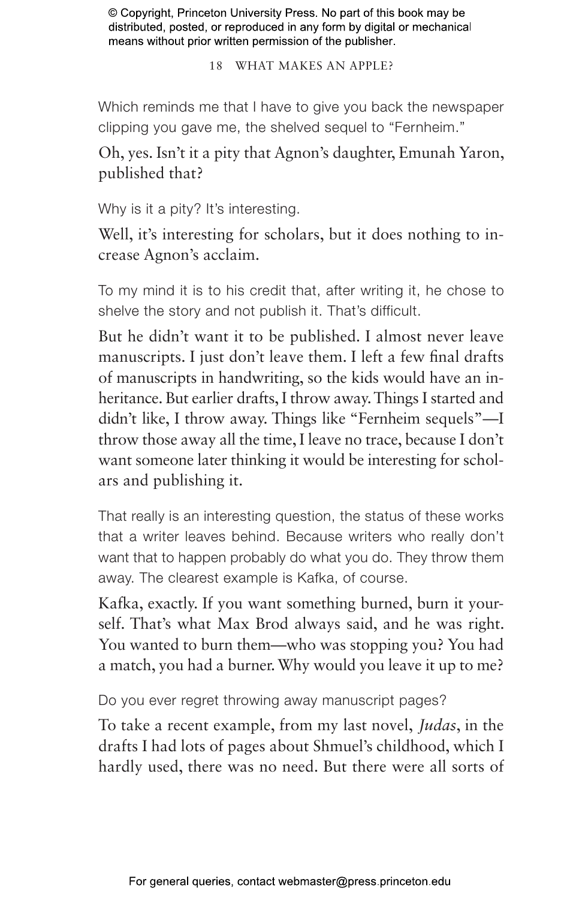Which reminds me that I have to give you back the newspaper clipping you gave me, the shelved sequel to "Fernheim."

Oh, yes. Isn't it a pity that Agnon's daughter, Emunah Yaron, published that?

Why is it a pity? It's interesting.

Well, it's interesting for scholars, but it does nothing to increase Agnon's acclaim.

To my mind it is to his credit that, after writing it, he chose to shelve the story and not publish it. That's difficult.

But he didn't want it to be published. I almost never leave manuscripts. I just don't leave them. I left a few final drafts of manuscripts in handwriting, so the kids would have an inheritance. But earlier drafts, I throw away. Things I started and didn't like, I throw away. Things like "Fernheim sequels"—I throw those away all the time, I leave no trace, because I don't want someone later thinking it would be interesting for scholars and publishing it.

That really is an interesting question, the status of these works that a writer leaves behind. Because writers who really don't want that to happen probably do what you do. They throw them away. The clearest example is Kafka, of course.

Kafka, exactly. If you want something burned, burn it yourself. That's what Max Brod always said, and he was right. You wanted to burn them—who was stopping you? You had a match, you had a burner. Why would you leave it up to me?

Do you ever regret throwing away manuscript pages?

To take a recent example, from my last novel, *Judas*, in the drafts I had lots of pages about Shmuel's childhood, which I hardly used, there was no need. But there were all sorts of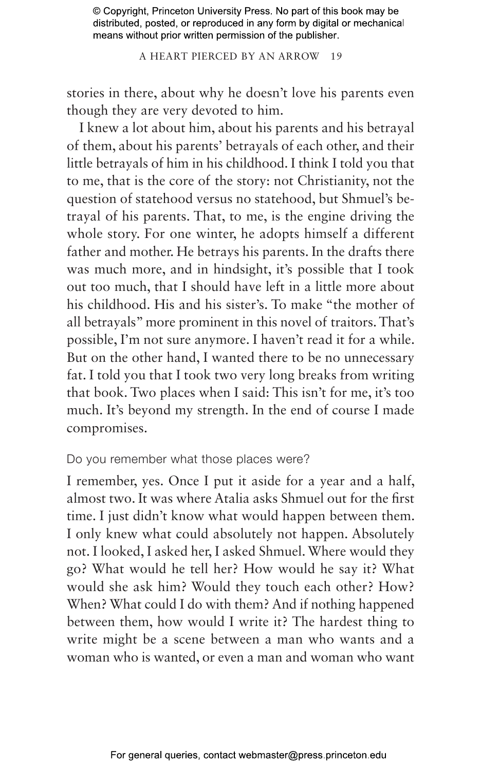stories in there, about why he doesn't love his parents even though they are very devoted to him.

I knew a lot about him, about his parents and his betrayal of them, about his parents' betrayals of each other, and their little betrayals of him in his childhood. I think I told you that to me, that is the core of the story: not Christianity, not the question of statehood versus no statehood, but Shmuel's betrayal of his parents. That, to me, is the engine driving the whole story. For one winter, he adopts himself a different father and mother. He betrays his parents. In the drafts there was much more, and in hindsight, it's possible that I took out too much, that I should have left in a little more about his childhood. His and his sister's. To make "the mother of all betrayals" more prominent in this novel of traitors. That's possible, I'm not sure anymore. I haven't read it for a while. But on the other hand, I wanted there to be no unnecessary fat. I told you that I took two very long breaks from writing that book. Two places when I said: This isn't for me, it's too much. It's beyond my strength. In the end of course I made compromises.

Do you remember what those places were?

I remember, yes. Once I put it aside for a year and a half, almost two. It was where Atalia asks Shmuel out for the first time. I just didn't know what would happen between them. I only knew what could absolutely not happen. Absolutely not. I looked, I asked her, I asked Shmuel. Where would they go? What would he tell her? How would he say it? What would she ask him? Would they touch each other? How? When? What could I do with them? And if nothing happened between them, how would I write it? The hardest thing to write might be a scene between a man who wants and a woman who is wanted, or even a man and woman who want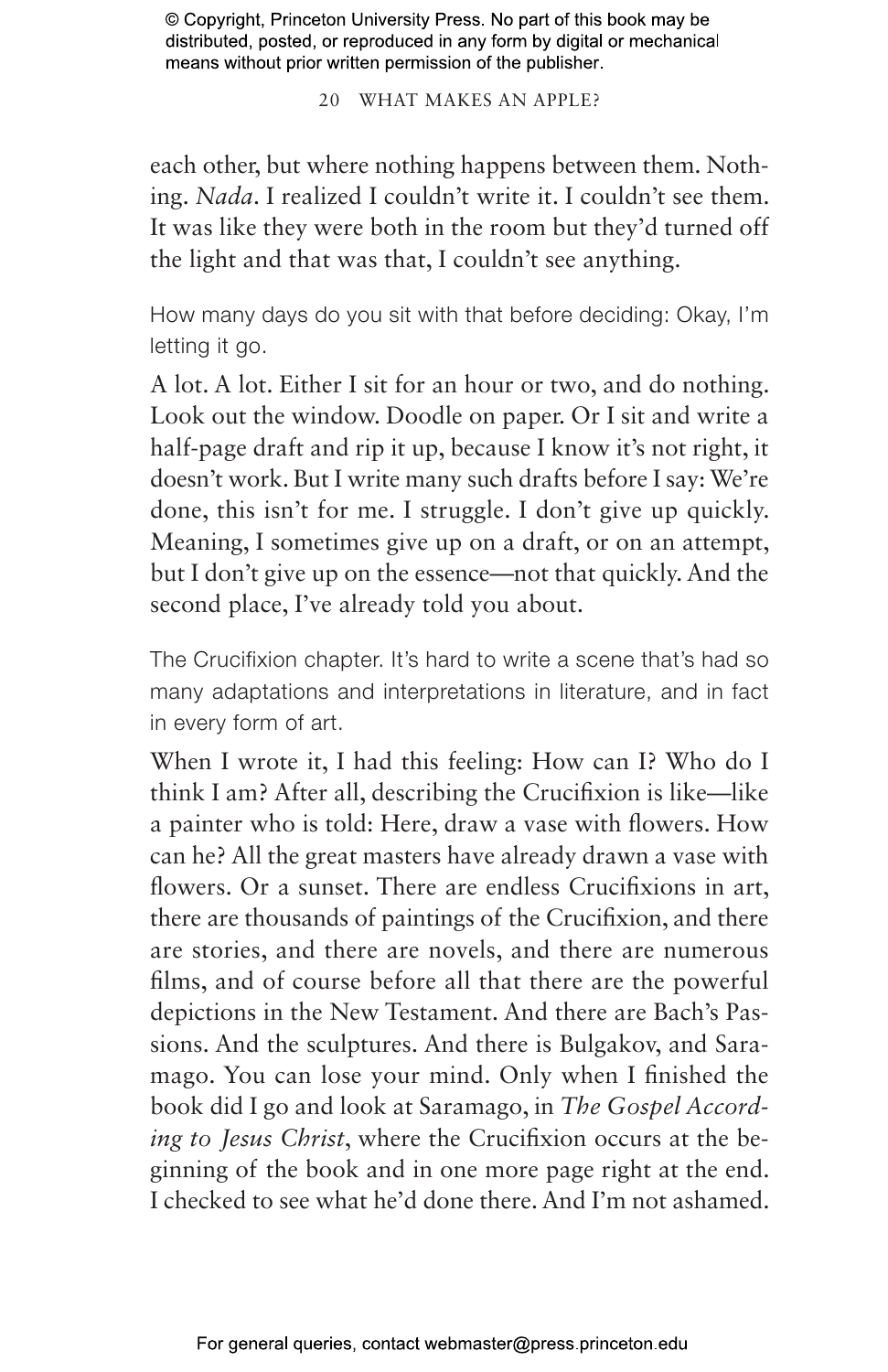each other, but where nothing happens between them. Nothing. *Nada*. I realized I couldn't write it. I couldn't see them. It was like they were both in the room but they'd turned off the light and that was that, I couldn't see anything.

How many days do you sit with that before deciding: Okay, I'm letting it go.

A lot. A lot. Either I sit for an hour or two, and do nothing. Look out the window. Doodle on paper. Or I sit and write a half-page draft and rip it up, because I know it's not right, it doesn't work. But I write many such drafts before I say: We're done, this isn't for me. I struggle. I don't give up quickly. Meaning, I sometimes give up on a draft, or on an attempt, but I don't give up on the essence—not that quickly. And the second place, I've already told you about.

The Crucifixion chapter. It's hard to write a scene that's had so many adaptations and interpretations in literature, and in fact in every form of art.

When I wrote it, I had this feeling: How can I? Who do I think I am? After all, describing the Crucifixion is like—like a painter who is told: Here, draw a vase with flowers. How can he? All the great masters have already drawn a vase with flowers. Or a sunset. There are endless Crucifixions in art, there are thousands of paintings of the Crucifixion, and there are stories, and there are novels, and there are numerous films, and of course before all that there are the powerful depictions in the New Testament. And there are Bach's Passions. And the sculptures. And there is Bulgakov, and Saramago. You can lose your mind. Only when I finished the book did I go and look at Saramago, in *The Gospel According to Jesus Christ*, where the Crucifixion occurs at the beginning of the book and in one more page right at the end. I checked to see what he'd done there. And I'm not ashamed.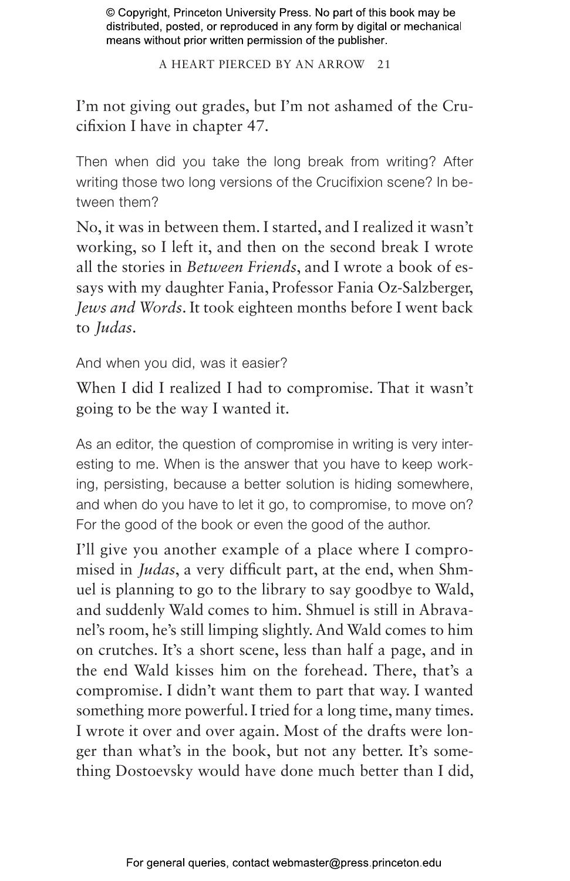I'm not giving out grades, but I'm not ashamed of the Crucifixion I have in chapter 47.

Then when did you take the long break from writing? After writing those two long versions of the Crucifixion scene? In between them?

No, it was in between them. I started, and I realized it wasn't working, so I left it, and then on the second break I wrote all the stories in *Between Friends*, and I wrote a book of essays with my daughter Fania, Professor Fania Oz-Salzberger, *Jews and Words*. It took eighteen months before I went back to *Judas*.

And when you did, was it easier?

When I did I realized I had to compromise. That it wasn't going to be the way I wanted it.

As an editor, the question of compromise in writing is very interesting to me. When is the answer that you have to keep working, persisting, because a better solution is hiding somewhere, and when do you have to let it go, to compromise, to move on? For the good of the book or even the good of the author.

I'll give you another example of a place where I compromised in *Judas*, a very difficult part, at the end, when Shmuel is planning to go to the library to say goodbye to Wald, and suddenly Wald comes to him. Shmuel is still in Abravanel's room, he's still limping slightly. And Wald comes to him on crutches. It's a short scene, less than half a page, and in the end Wald kisses him on the forehead. There, that's a compromise. I didn't want them to part that way. I wanted something more powerful. I tried for a long time, many times. I wrote it over and over again. Most of the drafts were longer than what's in the book, but not any better. It's something Dostoevsky would have done much better than I did,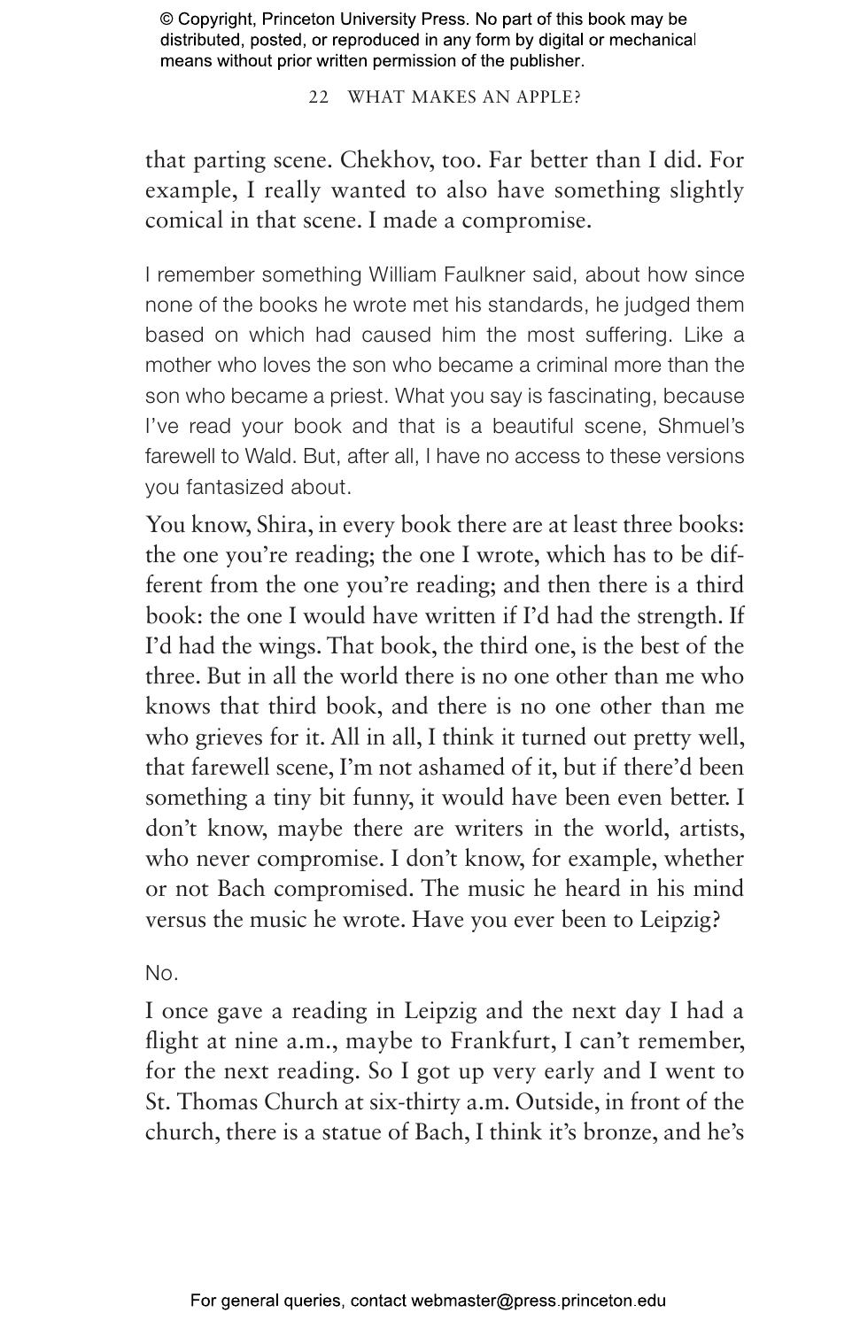that parting scene. Chekhov, too. Far better than I did. For example, I really wanted to also have something slightly comical in that scene. I made a compromise.

I remember something William Faulkner said, about how since none of the books he wrote met his standards, he judged them based on which had caused him the most suffering. Like a mother who loves the son who became a criminal more than the son who became a priest. What you say is fascinating, because I've read your book and that is a beautiful scene, Shmuel's farewell to Wald. But, after all, I have no access to these versions you fantasized about.

You know, Shira, in every book there are at least three books: the one you're reading; the one I wrote, which has to be different from the one you're reading; and then there is a third book: the one I would have written if I'd had the strength. If I'd had the wings. That book, the third one, is the best of the three. But in all the world there is no one other than me who knows that third book, and there is no one other than me who grieves for it. All in all, I think it turned out pretty well, that farewell scene, I'm not ashamed of it, but if there'd been something a tiny bit funny, it would have been even better. I don't know, maybe there are writers in the world, artists, who never compromise. I don't know, for example, whether or not Bach compromised. The music he heard in his mind versus the music he wrote. Have you ever been to Leipzig?

No.

I once gave a reading in Leipzig and the next day I had a flight at nine a.m., maybe to Frankfurt, I can't remember, for the next reading. So I got up very early and I went to St. Thomas Church at six-thirty a.m. Outside, in front of the church, there is a statue of Bach, I think it's bronze, and he's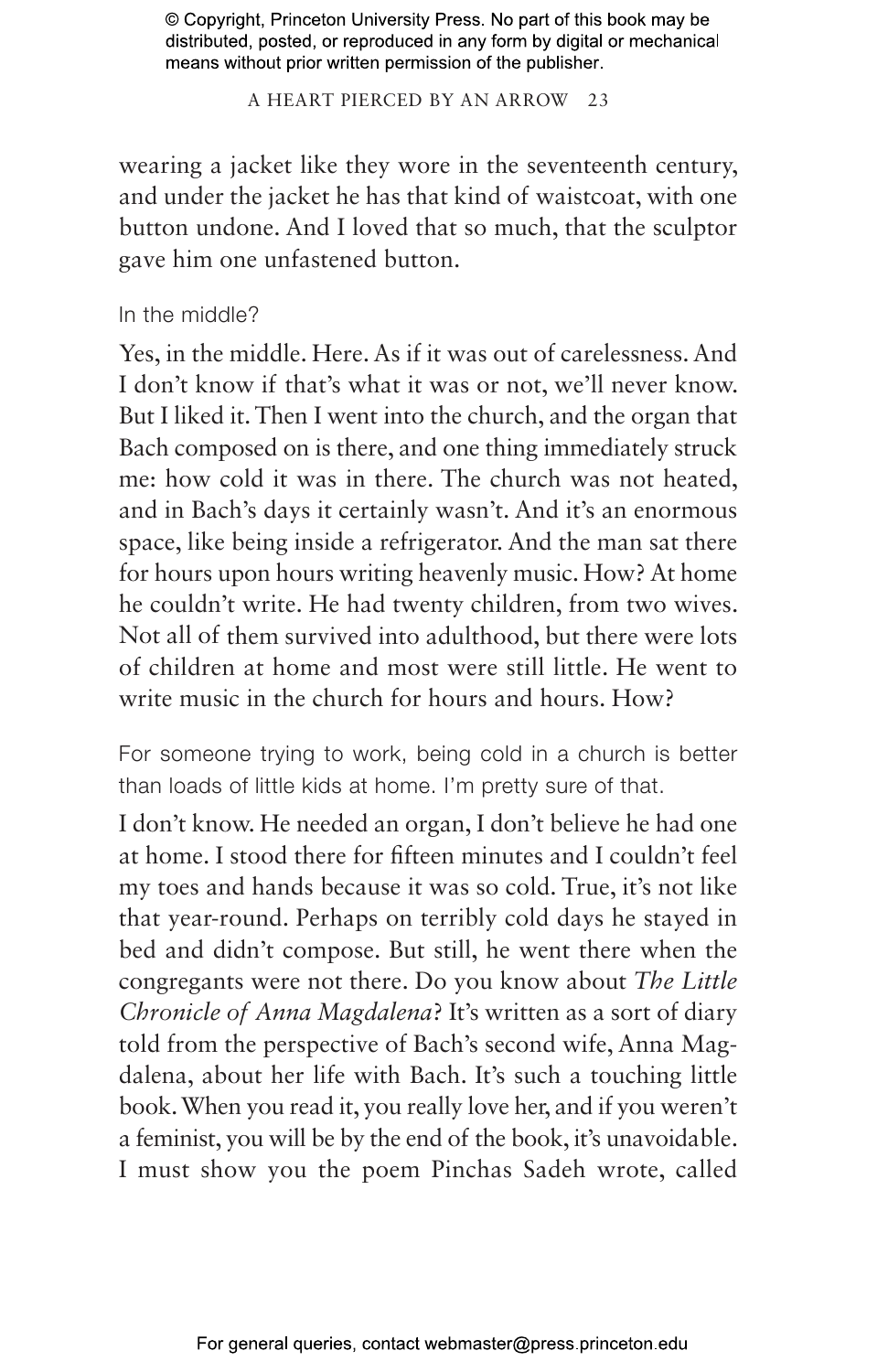wearing a jacket like they wore in the seventeenth century, and under the jacket he has that kind of waistcoat, with one button undone. And I loved that so much, that the sculptor gave him one unfastened button.

In the middle?

Yes, in the middle. Here. As if it was out of carelessness. And I don't know if that's what it was or not, we'll never know. But I liked it. Then I went into the church, and the organ that Bach composed on is there, and one thing immediately struck me: how cold it was in there. The church was not heated, and in Bach's days it certainly wasn't. And it's an enormous space, like being inside a refrigerator. And the man sat there for hours upon hours writing heavenly music. How? At home he couldn't write. He had twenty children, from two wives. Not all of them survived into adulthood, but there were lots of children at home and most were still little. He went to write music in the church for hours and hours. How?

For someone trying to work, being cold in a church is better than loads of little kids at home. I'm pretty sure of that.

I don't know. He needed an organ, I don't believe he had one at home. I stood there for fifteen minutes and I couldn't feel my toes and hands because it was so cold. True, it's not like that year-round. Perhaps on terribly cold days he stayed in bed and didn't compose. But still, he went there when the congregants were not there. Do you know about *The Little Chronicle of Anna Magdalena*? It's written as a sort of diary told from the perspective of Bach's second wife, Anna Magdalena, about her life with Bach. It's such a touching little book. When you read it, you really love her, and if you weren't a feminist, you will be by the end of the book, it's unavoidable. I must show you the poem Pinchas Sadeh wrote, called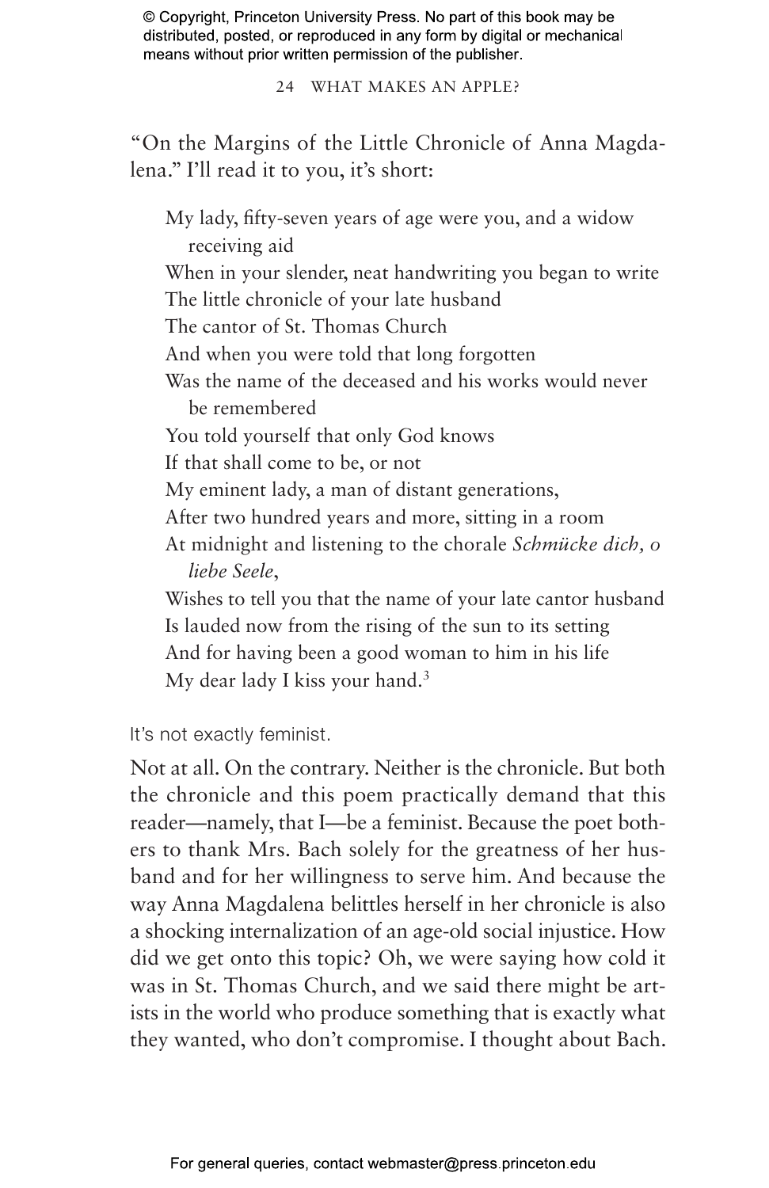"On the Margins of the Little Chronicle of Anna Magdalena." I'll read it to you, it's short:

> My lady, fifty-seven years of age were you, and a widow receiving aid
> When in your slender, neat handwriting you began to write
> The little chronicle of your late husband
> The cantor of St. Thomas Church
> And when you were told that long forgotten
> Was the name of the deceased and his works would never be remembered
> You told yourself that only God knows
> If that shall come to be, or not
> My eminent lady, a man of distant generations,
> After two hundred years and more, sitting in a room
> At midnight and listening to the chorale *Schmücke dich, o liebe Seele*,
> Wishes to tell you that the name of your late cantor husband
> Is lauded now from the rising of the sun to its setting
> And for having been a good woman to him in his life
> My dear lady I kiss your hand.[3]

It's not exactly feminist.

Not at all. On the contrary. Neither is the chronicle. But both the chronicle and this poem practically demand that this reader—namely, that I—be a feminist. Because the poet bothers to thank Mrs. Bach solely for the greatness of her husband and for her willingness to serve him. And because the way Anna Magdalena belittles herself in her chronicle is also a shocking internalization of an age-old social injustice. How did we get onto this topic? Oh, we were saying how cold it was in St. Thomas Church, and we said there might be artists in the world who produce something that is exactly what they wanted, who don't compromise. I thought about Bach.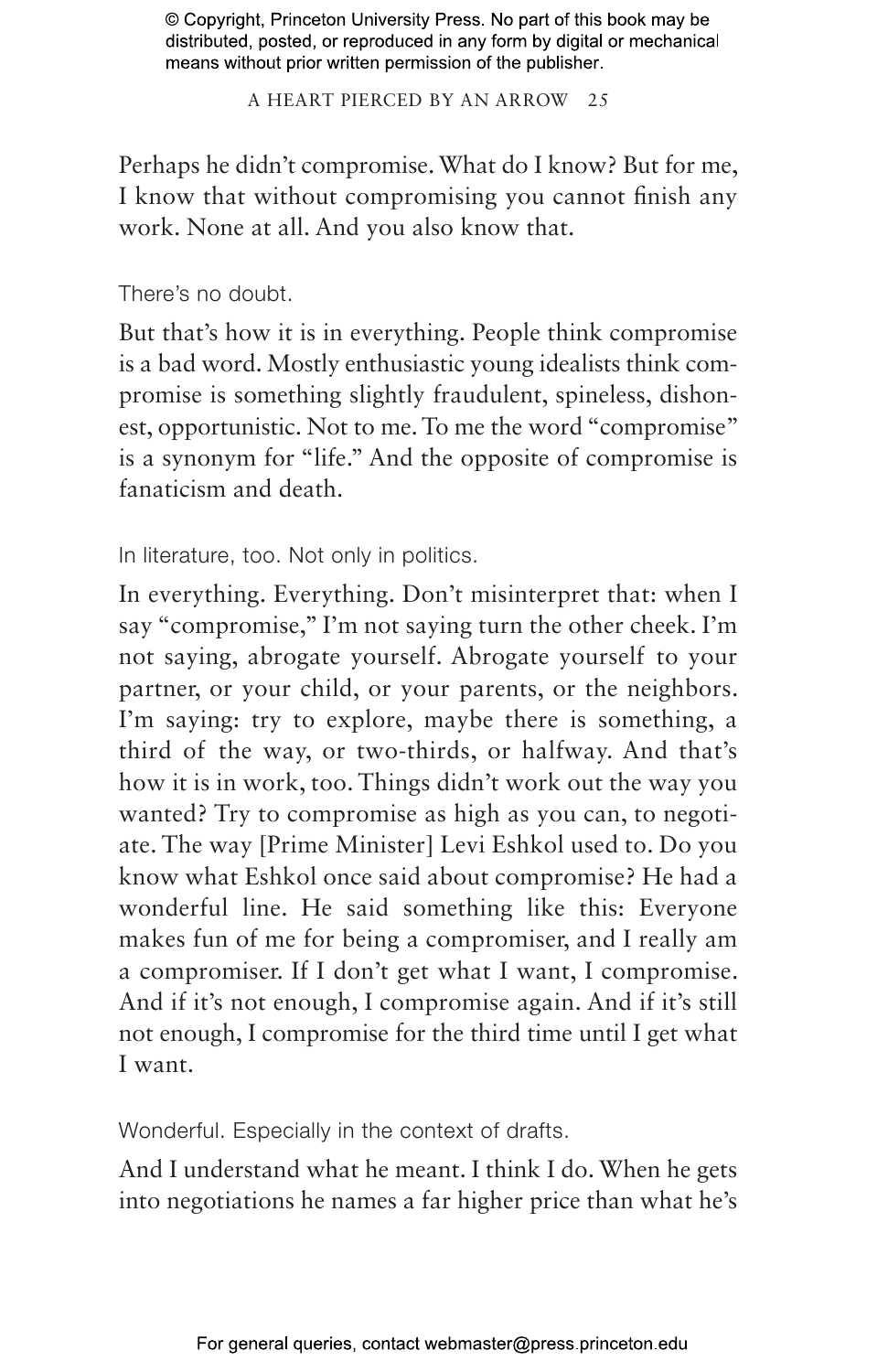Perhaps he didn't compromise. What do I know? But for me, I know that without compromising you cannot finish any work. None at all. And you also know that.

There's no doubt.

But that's how it is in everything. People think compromise is a bad word. Mostly enthusiastic young idealists think compromise is something slightly fraudulent, spineless, dishonest, opportunistic. Not to me. To me the word "compromise" is a synonym for "life." And the opposite of compromise is fanaticism and death.

In literature, too. Not only in politics.

In everything. Everything. Don't misinterpret that: when I say "compromise," I'm not saying turn the other cheek. I'm not saying, abrogate yourself. Abrogate yourself to your partner, or your child, or your parents, or the neighbors. I'm saying: try to explore, maybe there is something, a third of the way, or two-thirds, or halfway. And that's how it is in work, too. Things didn't work out the way you wanted? Try to compromise as high as you can, to negotiate. The way [Prime Minister] Levi Eshkol used to. Do you know what Eshkol once said about compromise? He had a wonderful line. He said something like this: Everyone makes fun of me for being a compromiser, and I really am a compromiser. If I don't get what I want, I compromise. And if it's not enough, I compromise again. And if it's still not enough, I compromise for the third time until I get what I want.

Wonderful. Especially in the context of drafts.

And I understand what he meant. I think I do. When he gets into negotiations he names a far higher price than what he's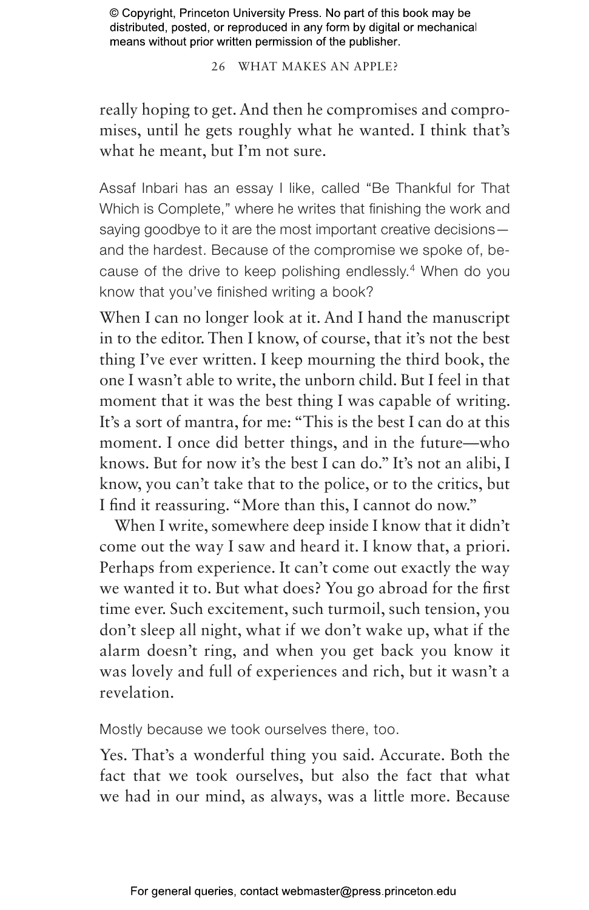really hoping to get. And then he compromises and compromises, until he gets roughly what he wanted. I think that's what he meant, but I'm not sure.

Assaf Inbari has an essay I like, called "Be Thankful for That Which is Complete," where he writes that finishing the work and saying goodbye to it are the most important creative decisions—and the hardest. Because of the compromise we spoke of, because of the drive to keep polishing endlessly.[4] When do you know that you've finished writing a book?

When I can no longer look at it. And I hand the manuscript in to the editor. Then I know, of course, that it's not the best thing I've ever written. I keep mourning the third book, the one I wasn't able to write, the unborn child. But I feel in that moment that it was the best thing I was capable of writing. It's a sort of mantra, for me: "This is the best I can do at this moment. I once did better things, and in the future—who knows. But for now it's the best I can do." It's not an alibi, I know, you can't take that to the police, or to the critics, but I find it reassuring. "More than this, I cannot do now."

When I write, somewhere deep inside I know that it didn't come out the way I saw and heard it. I know that, a priori. Perhaps from experience. It can't come out exactly the way we wanted it to. But what does? You go abroad for the first time ever. Such excitement, such turmoil, such tension, you don't sleep all night, what if we don't wake up, what if the alarm doesn't ring, and when you get back you know it was lovely and full of experiences and rich, but it wasn't a revelation.

Mostly because we took ourselves there, too.

Yes. That's a wonderful thing you said. Accurate. Both the fact that we took ourselves, but also the fact that what we had in our mind, as always, was a little more. Because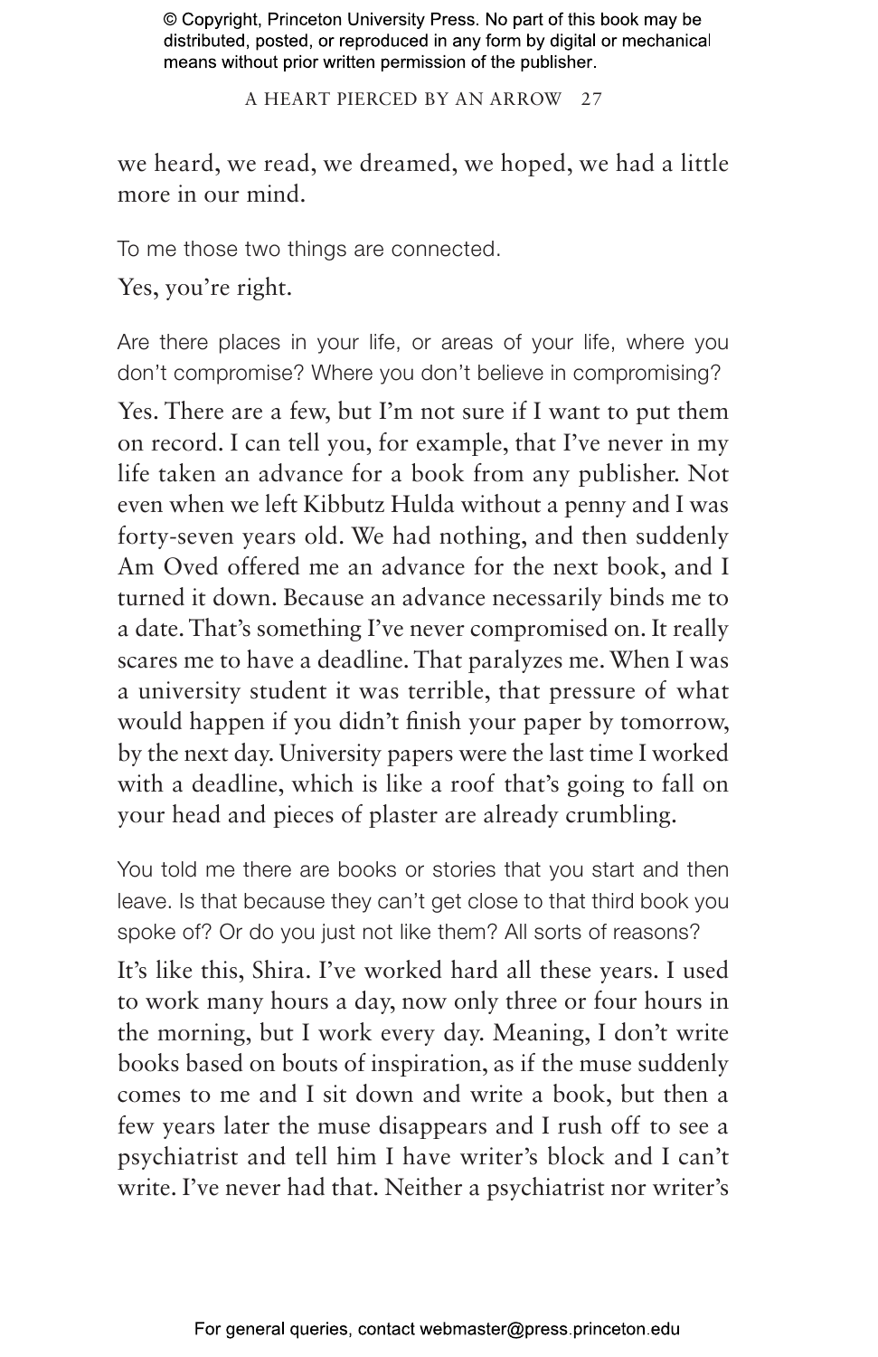we heard, we read, we dreamed, we hoped, we had a little more in our mind.

To me those two things are connected.

Yes, you're right.

Are there places in your life, or areas of your life, where you don't compromise? Where you don't believe in compromising?

Yes. There are a few, but I'm not sure if I want to put them on record. I can tell you, for example, that I've never in my life taken an advance for a book from any publisher. Not even when we left Kibbutz Hulda without a penny and I was forty-seven years old. We had nothing, and then suddenly Am Oved offered me an advance for the next book, and I turned it down. Because an advance necessarily binds me to a date. That's something I've never compromised on. It really scares me to have a deadline. That paralyzes me. When I was a university student it was terrible, that pressure of what would happen if you didn't finish your paper by tomorrow, by the next day. University papers were the last time I worked with a deadline, which is like a roof that's going to fall on your head and pieces of plaster are already crumbling.

You told me there are books or stories that you start and then leave. Is that because they can't get close to that third book you spoke of? Or do you just not like them? All sorts of reasons?

It's like this, Shira. I've worked hard all these years. I used to work many hours a day, now only three or four hours in the morning, but I work every day. Meaning, I don't write books based on bouts of inspiration, as if the muse suddenly comes to me and I sit down and write a book, but then a few years later the muse disappears and I rush off to see a psychiatrist and tell him I have writer's block and I can't write. I've never had that. Neither a psychiatrist nor writer's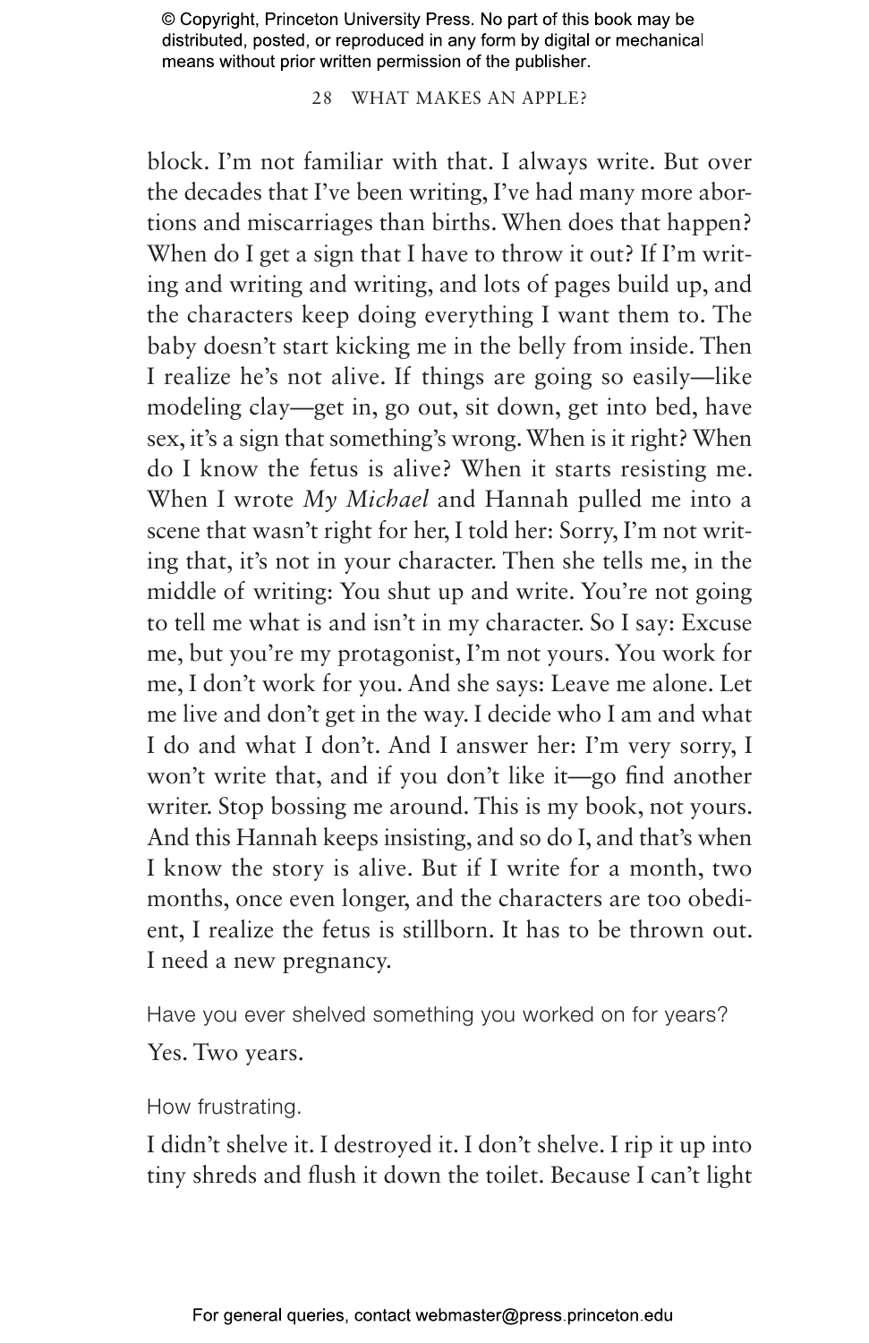block. I'm not familiar with that. I always write. But over the decades that I've been writing, I've had many more abortions and miscarriages than births. When does that happen? When do I get a sign that I have to throw it out? If I'm writing and writing and writing, and lots of pages build up, and the characters keep doing everything I want them to. The baby doesn't start kicking me in the belly from inside. Then I realize he's not alive. If things are going so easily—like modeling clay—get in, go out, sit down, get into bed, have sex, it's a sign that something's wrong. When is it right? When do I know the fetus is alive? When it starts resisting me. When I wrote *My Michael* and Hannah pulled me into a scene that wasn't right for her, I told her: Sorry, I'm not writing that, it's not in your character. Then she tells me, in the middle of writing: You shut up and write. You're not going to tell me what is and isn't in my character. So I say: Excuse me, but you're my protagonist, I'm not yours. You work for me, I don't work for you. And she says: Leave me alone. Let me live and don't get in the way. I decide who I am and what I do and what I don't. And I answer her: I'm very sorry, I won't write that, and if you don't like it—go find another writer. Stop bossing me around. This is my book, not yours. And this Hannah keeps insisting, and so do I, and that's when I know the story is alive. But if I write for a month, two months, once even longer, and the characters are too obedient, I realize the fetus is stillborn. It has to be thrown out. I need a new pregnancy.

Have you ever shelved something you worked on for years?

Yes. Two years.

How frustrating.

I didn't shelve it. I destroyed it. I don't shelve. I rip it up into tiny shreds and flush it down the toilet. Because I can't light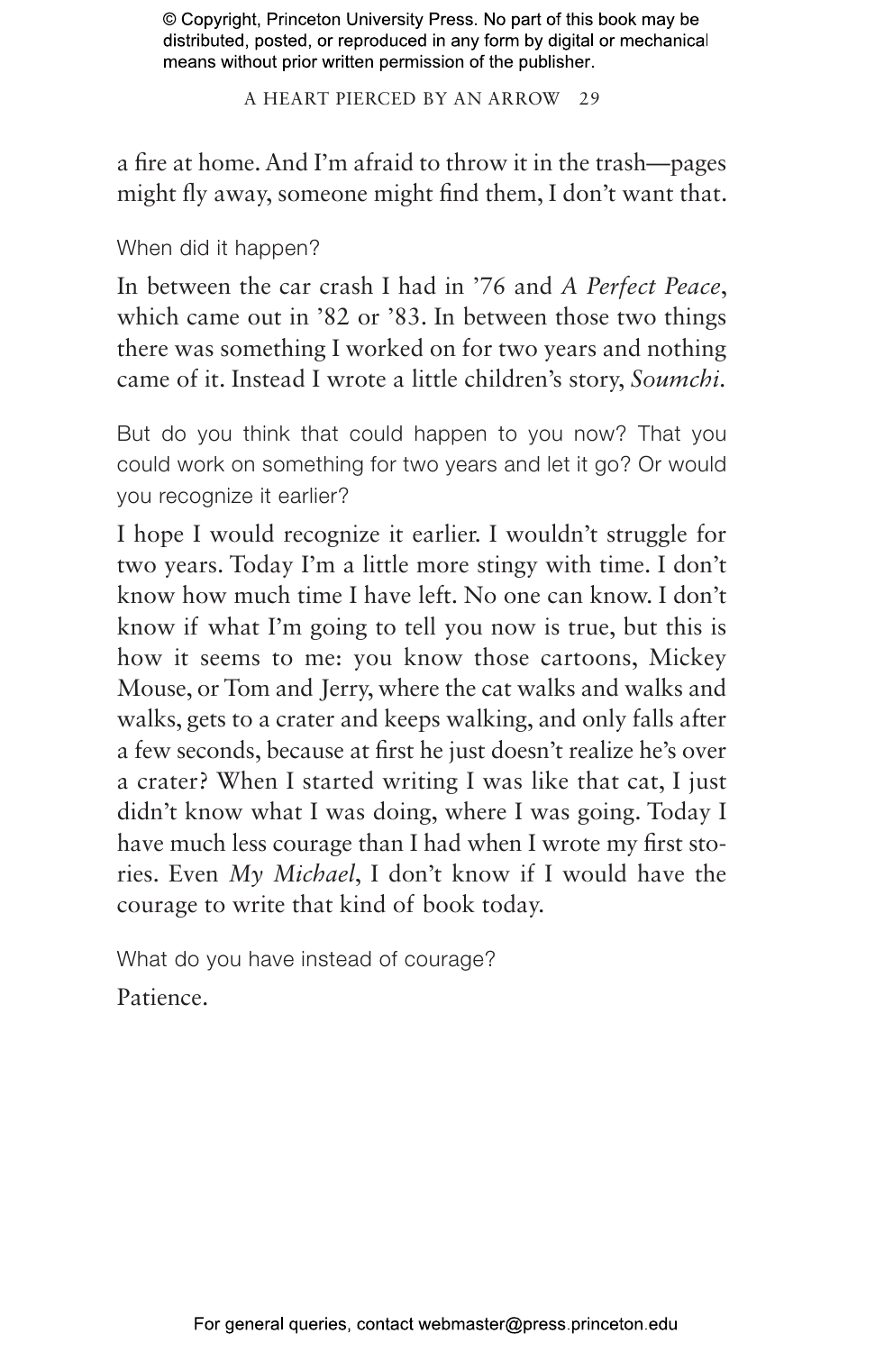a fire at home. And I'm afraid to throw it in the trash—pages might fly away, someone might find them, I don't want that.

When did it happen?

In between the car crash I had in '76 and *A Perfect Peace*, which came out in '82 or '83. In between those two things there was something I worked on for two years and nothing came of it. Instead I wrote a little children's story, *Soumchi*.

But do you think that could happen to you now? That you could work on something for two years and let it go? Or would you recognize it earlier?

I hope I would recognize it earlier. I wouldn't struggle for two years. Today I'm a little more stingy with time. I don't know how much time I have left. No one can know. I don't know if what I'm going to tell you now is true, but this is how it seems to me: you know those cartoons, Mickey Mouse, or Tom and Jerry, where the cat walks and walks and walks, gets to a crater and keeps walking, and only falls after a few seconds, because at first he just doesn't realize he's over a crater? When I started writing I was like that cat, I just didn't know what I was doing, where I was going. Today I have much less courage than I had when I wrote my first stories. Even *My Michael*, I don't know if I would have the courage to write that kind of book today.

What do you have instead of courage?

Patience.